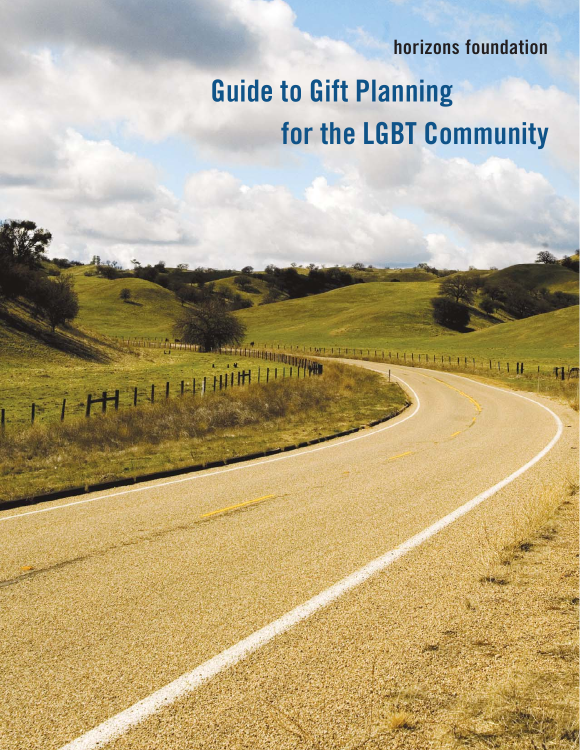horizons foundation

# Guide to Gift Planning for the LGBT Community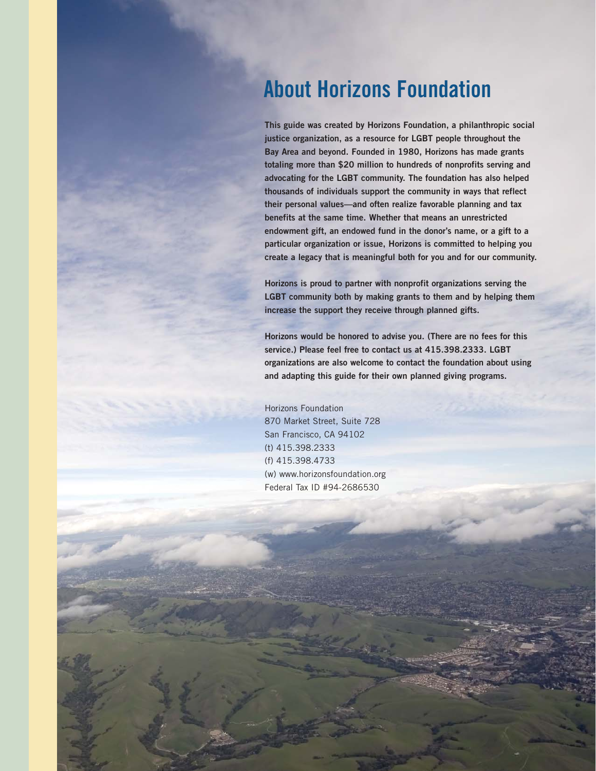# About Horizons Foundation

**This guide was created by Horizons Foundation, a philanthropic social justice organization, as a resource for LGBT people throughout the Bay Area and beyond. Founded in 1980, Horizons has made grants totaling more than $20 million to hundreds of nonprofits serving and advocating for the LGBT community. The foundation has also helped thousands of individuals support the community in ways that reflect their personal values—and often realize favorable planning and tax benefits at the same time. Whether that means an unrestricted endowment gift, an endowed fund in the donor's name, or a gift to a particular organization or issue, Horizons is committed to helping you create a legacy that is meaningful both for you and for our community.**

**Horizons is proud to partner with nonprofit organizations serving the LGBT community both by making grants to them and by helping them increase the support they receive through planned gifts.**

**Horizons would be honored to advise you. (There are no fees for this service.) Please feel free to contact us at 415.398.2333. LGBT organizations are also welcome to contact the foundation about using and adapting this guide for their own planned giving programs.**

Horizons Foundation
870 Market Street, Suite 728
San Francisco, CA 94102
(t) 415.398.2333
(f) 415.398.4733
(w) www.horizonsfoundation.org
Federal Tax ID #94-2686530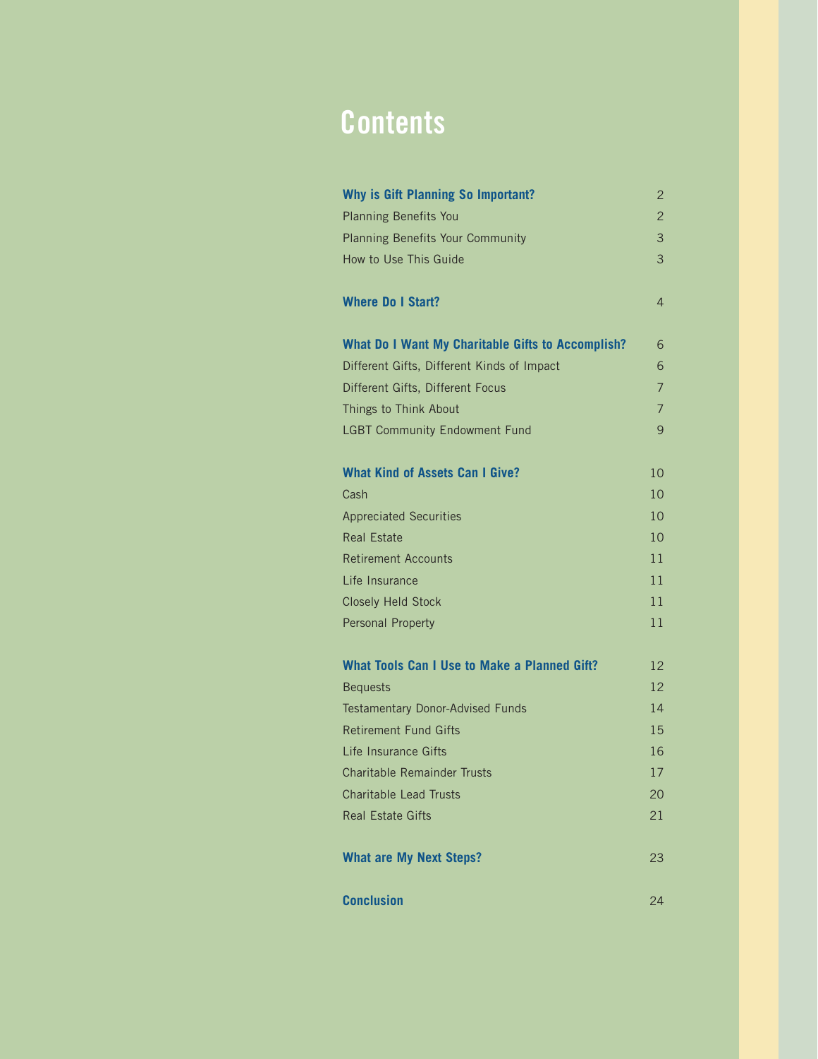# Contents

| | |
|---|---|
| **Why is Gift Planning So Important?** | 2 |
| Planning Benefits You | 2 |
| Planning Benefits Your Community | 3 |
| How to Use This Guide | 3 |
| **Where Do I Start?** | 4 |
| **What Do I Want My Charitable Gifts to Accomplish?** | 6 |
| Different Gifts, Different Kinds of Impact | 6 |
| Different Gifts, Different Focus | 7 |
| Things to Think About | 7 |
| LGBT Community Endowment Fund | 9 |
| **What Kind of Assets Can I Give?** | 10 |
| Cash | 10 |
| Appreciated Securities | 10 |
| Real Estate | 10 |
| Retirement Accounts | 11 |
| Life Insurance | 11 |
| Closely Held Stock | 11 |
| Personal Property | 11 |
| **What Tools Can I Use to Make a Planned Gift?** | 12 |
| Bequests | 12 |
| Testamentary Donor-Advised Funds | 14 |
| Retirement Fund Gifts | 15 |
| Life Insurance Gifts | 16 |
| Charitable Remainder Trusts | 17 |
| Charitable Lead Trusts | 20 |
| Real Estate Gifts | 21 |
| **What are My Next Steps?** | 23 |
| **Conclusion** | 24 |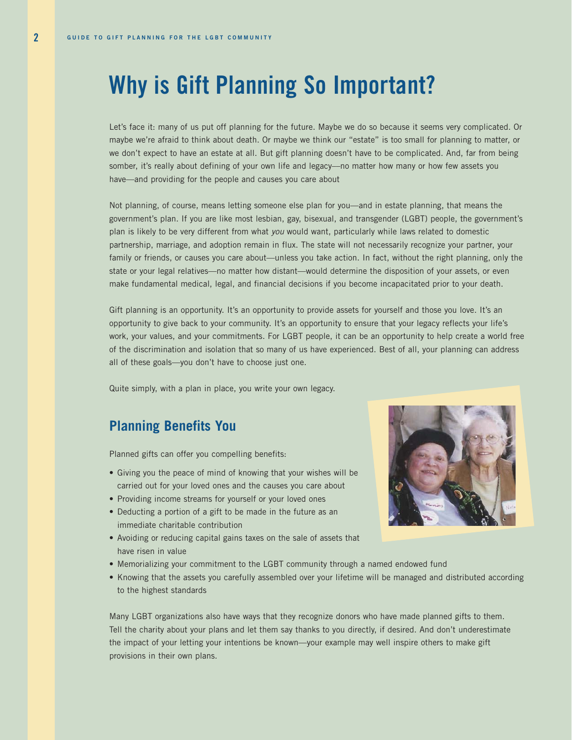# Why is Gift Planning So Important?

Let's face it: many of us put off planning for the future. Maybe we do so because it seems very complicated. Or maybe we're afraid to think about death. Or maybe we think our "estate" is too small for planning to matter, or we don't expect to have an estate at all. But gift planning doesn't have to be complicated. And, far from being somber, it's really about defining of your own life and legacy—no matter how many or how few assets you have—and providing for the people and causes you care about

Not planning, of course, means letting someone else plan for you—and in estate planning, that means the government's plan. If you are like most lesbian, gay, bisexual, and transgender (LGBT) people, the government's plan is likely to be very different from what *you* would want, particularly while laws related to domestic partnership, marriage, and adoption remain in flux. The state will not necessarily recognize your partner, your family or friends, or causes you care about—unless you take action. In fact, without the right planning, only the state or your legal relatives—no matter how distant—would determine the disposition of your assets, or even make fundamental medical, legal, and financial decisions if you become incapacitated prior to your death.

Gift planning is an opportunity. It's an opportunity to provide assets for yourself and those you love. It's an opportunity to give back to your community. It's an opportunity to ensure that your legacy reflects your life's work, your values, and your commitments. For LGBT people, it can be an opportunity to help create a world free of the discrimination and isolation that so many of us have experienced. Best of all, your planning can address all of these goals—you don't have to choose just one.

Quite simply, with a plan in place, you write your own legacy.

## Planning Benefits You

Planned gifts can offer you compelling benefits:

- Giving you the peace of mind of knowing that your wishes will be carried out for your loved ones and the causes you care about
- Providing income streams for yourself or your loved ones
- Deducting a portion of a gift to be made in the future as an immediate charitable contribution
- Avoiding or reducing capital gains taxes on the sale of assets that have risen in value
- Memorializing your commitment to the LGBT community through a named endowed fund
- Knowing that the assets you carefully assembled over your lifetime will be managed and distributed according to the highest standards

Many LGBT organizations also have ways that they recognize donors who have made planned gifts to them. Tell the charity about your plans and let them say thanks to you directly, if desired. And don't underestimate the impact of your letting your intentions be known—your example may well inspire others to make gift provisions in their own plans.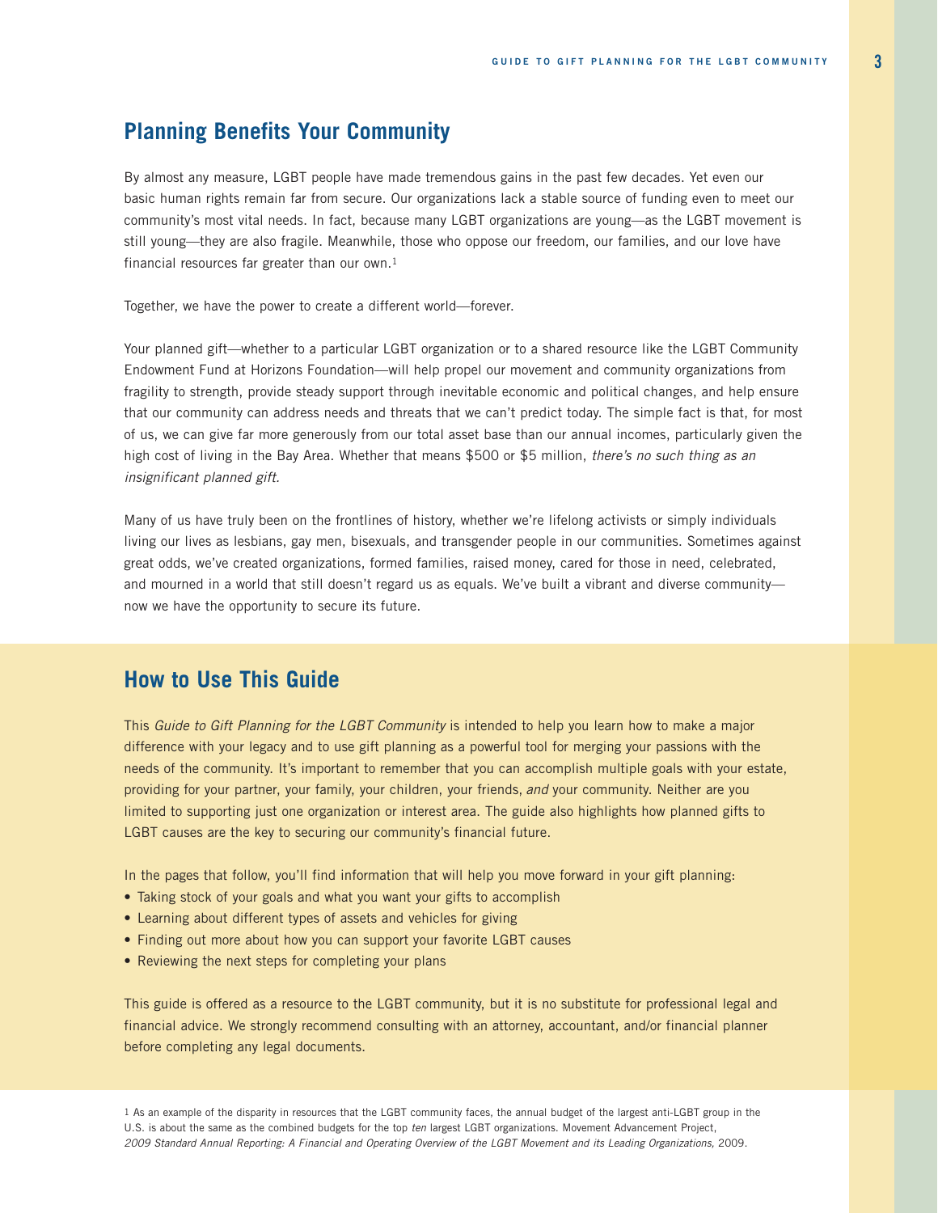## Planning Benefits Your Community

By almost any measure, LGBT people have made tremendous gains in the past few decades. Yet even our basic human rights remain far from secure. Our organizations lack a stable source of funding even to meet our community's most vital needs. In fact, because many LGBT organizations are young—as the LGBT movement is still young—they are also fragile. Meanwhile, those who oppose our freedom, our families, and our love have financial resources far greater than our own.[1]

Together, we have the power to create a different world—forever.

Your planned gift—whether to a particular LGBT organization or to a shared resource like the LGBT Community Endowment Fund at Horizons Foundation—will help propel our movement and community organizations from fragility to strength, provide steady support through inevitable economic and political changes, and help ensure that our community can address needs and threats that we can't predict today. The simple fact is that, for most of us, we can give far more generously from our total asset base than our annual incomes, particularly given the high cost of living in the Bay Area. Whether that means $500 or $5 million, *there's no such thing as an insignificant planned gift.*

Many of us have truly been on the frontlines of history, whether we're lifelong activists or simply individuals living our lives as lesbians, gay men, bisexuals, and transgender people in our communities. Sometimes against great odds, we've created organizations, formed families, raised money, cared for those in need, celebrated, and mourned in a world that still doesn't regard us as equals. We've built a vibrant and diverse community—now we have the opportunity to secure its future.

## How to Use This Guide

This *Guide to Gift Planning for the LGBT Community* is intended to help you learn how to make a major difference with your legacy and to use gift planning as a powerful tool for merging your passions with the needs of the community. It's important to remember that you can accomplish multiple goals with your estate, providing for your partner, your family, your children, your friends, *and* your community. Neither are you limited to supporting just one organization or interest area. The guide also highlights how planned gifts to LGBT causes are the key to securing our community's financial future.

In the pages that follow, you'll find information that will help you move forward in your gift planning:

- Taking stock of your goals and what you want your gifts to accomplish
- Learning about different types of assets and vehicles for giving
- Finding out more about how you can support your favorite LGBT causes
- Reviewing the next steps for completing your plans

This guide is offered as a resource to the LGBT community, but it is no substitute for professional legal and financial advice. We strongly recommend consulting with an attorney, accountant, and/or financial planner before completing any legal documents.

[1] As an example of the disparity in resources that the LGBT community faces, the annual budget of the largest anti-LGBT group in the U.S. is about the same as the combined budgets for the top *ten* largest LGBT organizations. Movement Advancement Project, *2009 Standard Annual Reporting: A Financial and Operating Overview of the LGBT Movement and its Leading Organizations,* 2009.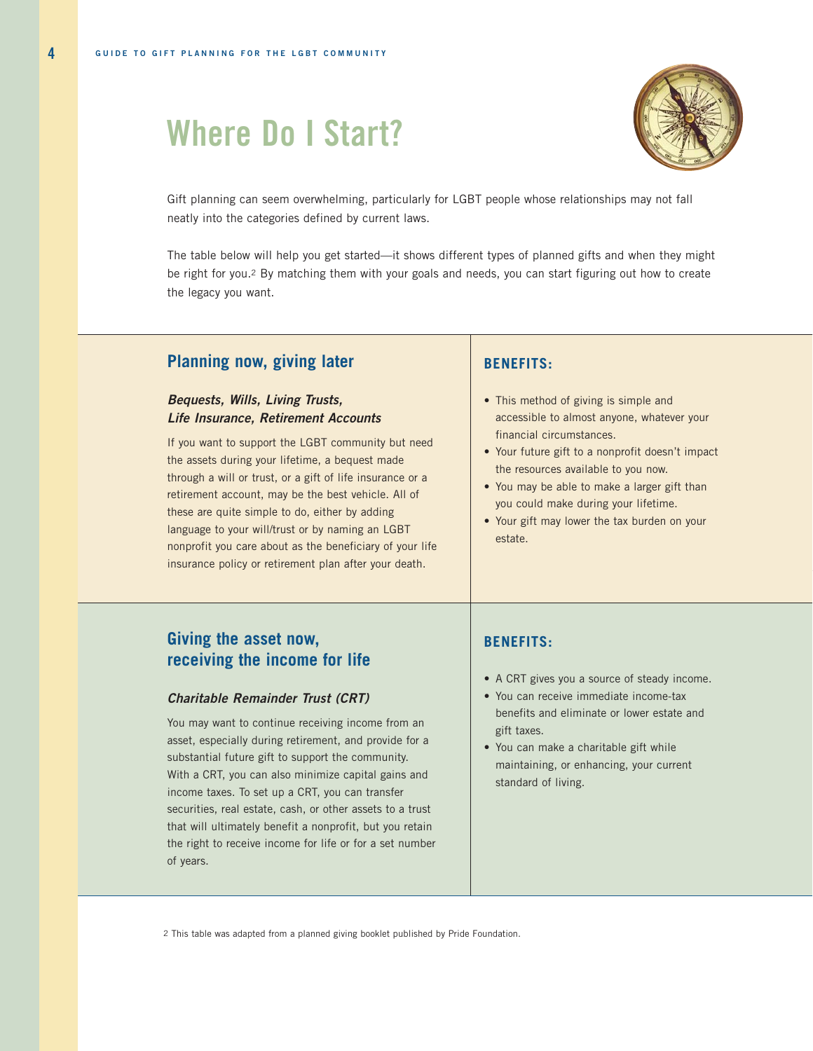# Where Do I Start?

Gift planning can seem overwhelming, particularly for LGBT people whose relationships may not fall neatly into the categories defined by current laws.

The table below will help you get started—it shows different types of planned gifts and when they might be right for you.[2] By matching them with your goals and needs, you can start figuring out how to create the legacy you want.

## Planning now, giving later

***Bequests, Wills, Living Trusts, Life Insurance, Retirement Accounts***

If you want to support the LGBT community but need the assets during your lifetime, a bequest made through a will or trust, or a gift of life insurance or a retirement account, may be the best vehicle. All of these are quite simple to do, either by adding language to your will/trust or by naming an LGBT nonprofit you care about as the beneficiary of your life insurance policy or retirement plan after your death.

**BENEFITS:**

- This method of giving is simple and accessible to almost anyone, whatever your financial circumstances.
- Your future gift to a nonprofit doesn't impact the resources available to you now.
- You may be able to make a larger gift than you could make during your lifetime.
- Your gift may lower the tax burden on your estate.

## Giving the asset now, receiving the income for life

***Charitable Remainder Trust (CRT)***

You may want to continue receiving income from an asset, especially during retirement, and provide for a substantial future gift to support the community. With a CRT, you can also minimize capital gains and income taxes. To set up a CRT, you can transfer securities, real estate, cash, or other assets to a trust that will ultimately benefit a nonprofit, but you retain the right to receive income for life or for a set number of years.

**BENEFITS:**

- A CRT gives you a source of steady income.
- You can receive immediate income-tax benefits and eliminate or lower estate and gift taxes.
- You can make a charitable gift while maintaining, or enhancing, your current standard of living.

[2] This table was adapted from a planned giving booklet published by Pride Foundation.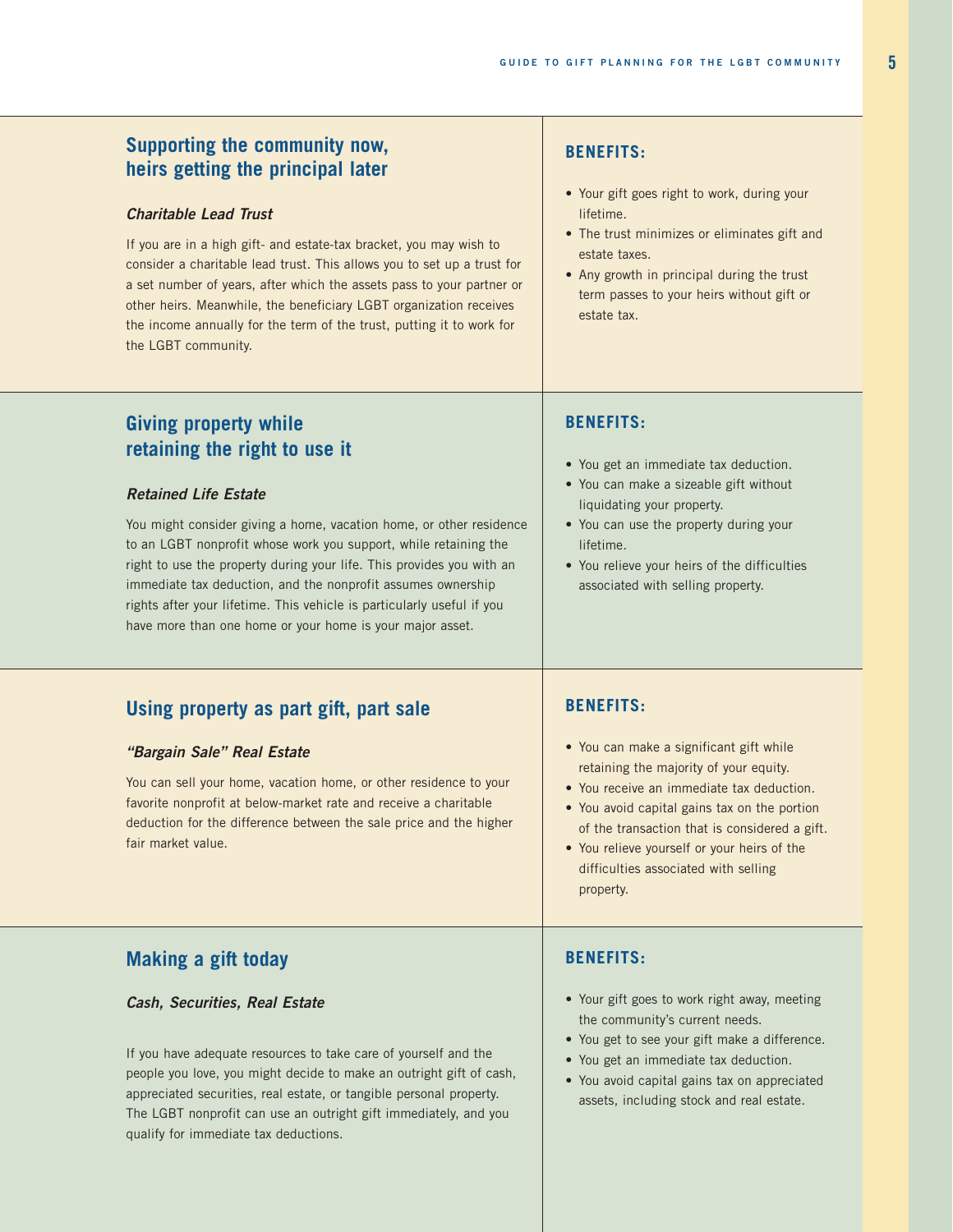## Supporting the community now, heirs getting the principal later

### *Charitable Lead Trust*

If you are in a high gift- and estate-tax bracket, you may wish to consider a charitable lead trust. This allows you to set up a trust for a set number of years, after which the assets pass to your partner or other heirs. Meanwhile, the beneficiary LGBT organization receives the income annually for the term of the trust, putting it to work for the LGBT community.

**BENEFITS:**

- Your gift goes right to work, during your lifetime.
- The trust minimizes or eliminates gift and estate taxes.
- Any growth in principal during the trust term passes to your heirs without gift or estate tax.

## Giving property while retaining the right to use it

### *Retained Life Estate*

You might consider giving a home, vacation home, or other residence to an LGBT nonprofit whose work you support, while retaining the right to use the property during your life. This provides you with an immediate tax deduction, and the nonprofit assumes ownership rights after your lifetime. This vehicle is particularly useful if you have more than one home or your home is your major asset.

**BENEFITS:**

- You get an immediate tax deduction.
- You can make a sizeable gift without liquidating your property.
- You can use the property during your lifetime.
- You relieve your heirs of the difficulties associated with selling property.

## Using property as part gift, part sale

### *"Bargain Sale" Real Estate*

You can sell your home, vacation home, or other residence to your favorite nonprofit at below-market rate and receive a charitable deduction for the difference between the sale price and the higher fair market value.

**BENEFITS:**

- You can make a significant gift while retaining the majority of your equity.
- You receive an immediate tax deduction.
- You avoid capital gains tax on the portion of the transaction that is considered a gift.
- You relieve yourself or your heirs of the difficulties associated with selling property.

## Making a gift today

### *Cash, Securities, Real Estate*

If you have adequate resources to take care of yourself and the people you love, you might decide to make an outright gift of cash, appreciated securities, real estate, or tangible personal property. The LGBT nonprofit can use an outright gift immediately, and you qualify for immediate tax deductions.

**BENEFITS:**

- Your gift goes to work right away, meeting the community's current needs.
- You get to see your gift make a difference.
- You get an immediate tax deduction.
- You avoid capital gains tax on appreciated assets, including stock and real estate.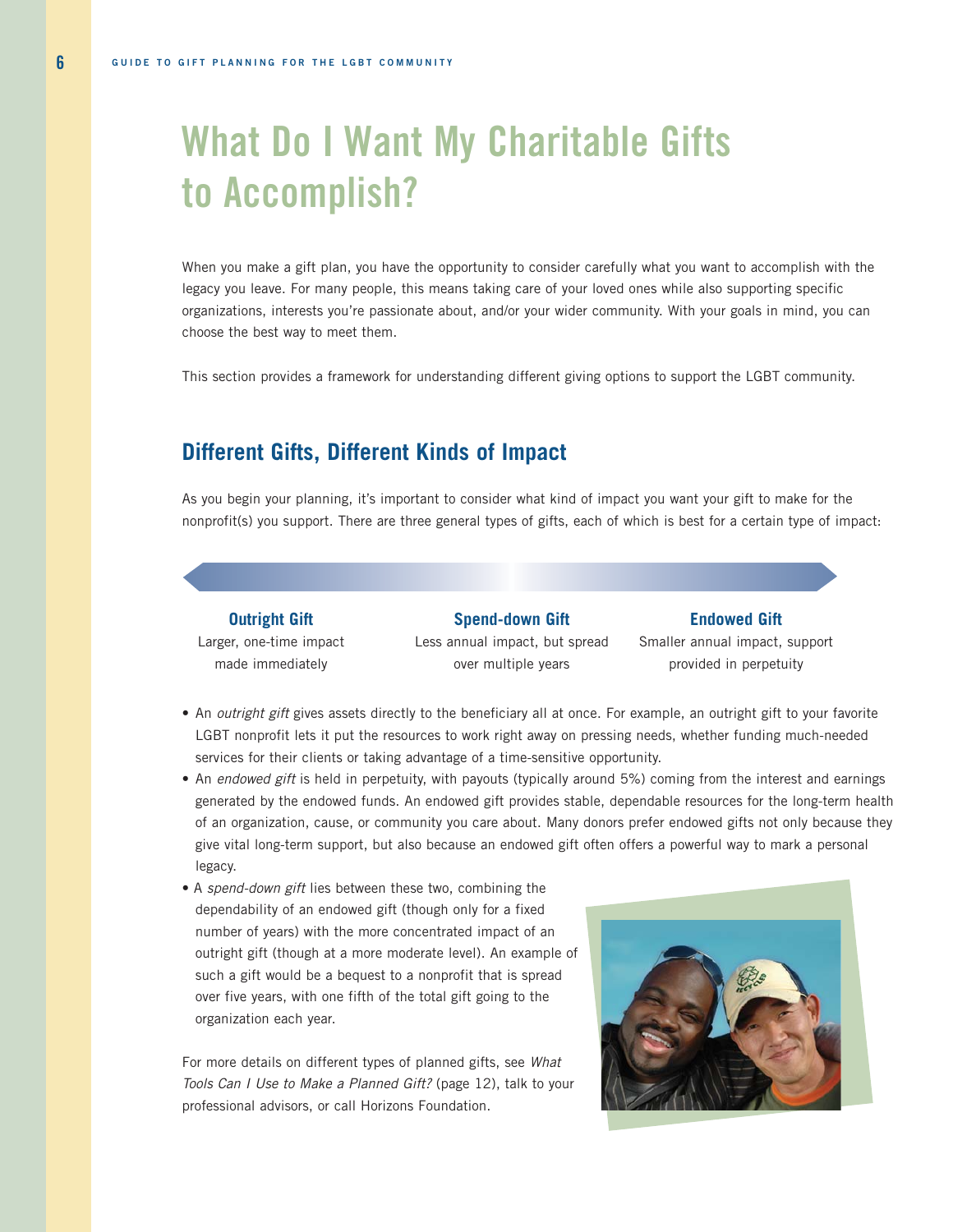# What Do I Want My Charitable Gifts to Accomplish?

When you make a gift plan, you have the opportunity to consider carefully what you want to accomplish with the legacy you leave. For many people, this means taking care of your loved ones while also supporting specific organizations, interests you're passionate about, and/or your wider community. With your goals in mind, you can choose the best way to meet them.

This section provides a framework for understanding different giving options to support the LGBT community.

## Different Gifts, Different Kinds of Impact

As you begin your planning, it's important to consider what kind of impact you want your gift to make for the nonprofit(s) you support. There are three general types of gifts, each of which is best for a certain type of impact:

| Outright Gift | Spend-down Gift | Endowed Gift |
|---|---|---|
| Larger, one-time impact made immediately | Less annual impact, but spread over multiple years | Smaller annual impact, support provided in perpetuity |

- An *outright gift* gives assets directly to the beneficiary all at once. For example, an outright gift to your favorite LGBT nonprofit lets it put the resources to work right away on pressing needs, whether funding much-needed services for their clients or taking advantage of a time-sensitive opportunity.
- An *endowed gift* is held in perpetuity, with payouts (typically around 5%) coming from the interest and earnings generated by the endowed funds. An endowed gift provides stable, dependable resources for the long-term health of an organization, cause, or community you care about. Many donors prefer endowed gifts not only because they give vital long-term support, but also because an endowed gift often offers a powerful way to mark a personal legacy.
- A *spend-down gift* lies between these two, combining the dependability of an endowed gift (though only for a fixed number of years) with the more concentrated impact of an outright gift (though at a more moderate level). An example of such a gift would be a bequest to a nonprofit that is spread over five years, with one fifth of the total gift going to the organization each year.

For more details on different types of planned gifts, see *What Tools Can I Use to Make a Planned Gift?* (page 12), talk to your professional advisors, or call Horizons Foundation.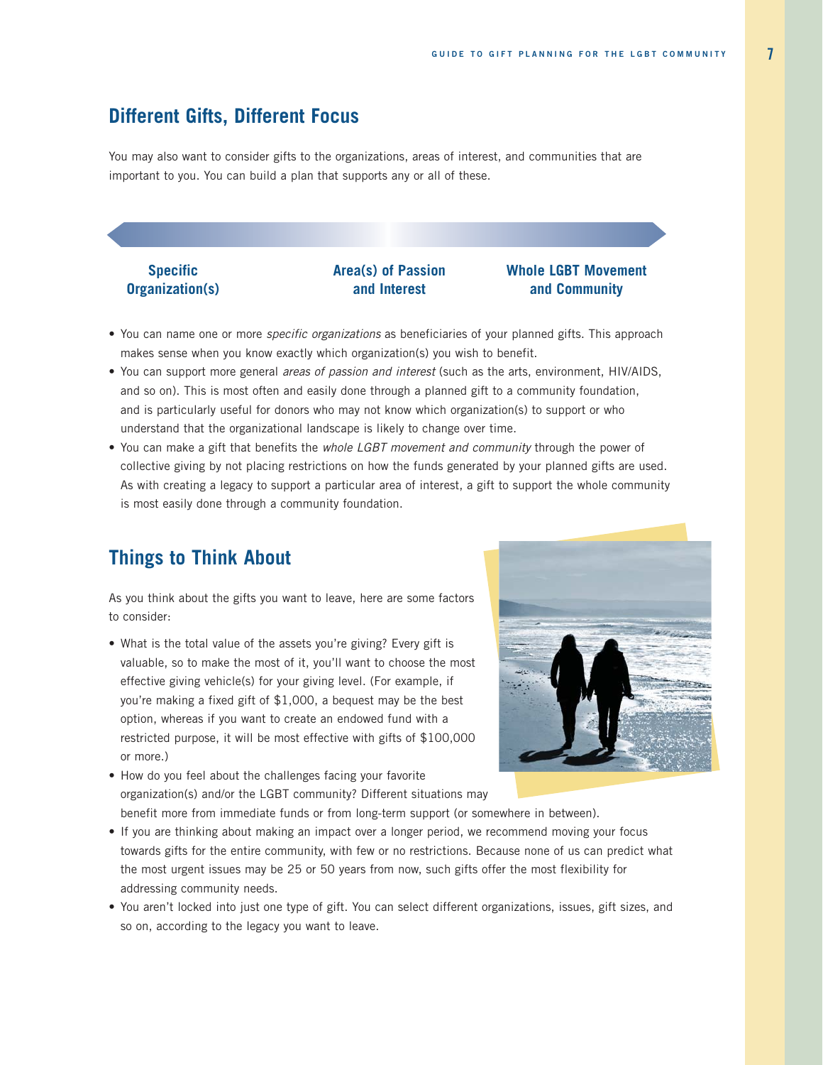## Different Gifts, Different Focus

You may also want to consider gifts to the organizations, areas of interest, and communities that are important to you. You can build a plan that supports any or all of these.

**Specific Organization(s)** | **Area(s) of Passion and Interest** | **Whole LGBT Movement and Community**

- You can name one or more *specific organizations* as beneficiaries of your planned gifts. This approach makes sense when you know exactly which organization(s) you wish to benefit.
- You can support more general *areas of passion and interest* (such as the arts, environment, HIV/AIDS, and so on). This is most often and easily done through a planned gift to a community foundation, and is particularly useful for donors who may not know which organization(s) to support or who understand that the organizational landscape is likely to change over time.
- You can make a gift that benefits the *whole LGBT movement and community* through the power of collective giving by not placing restrictions on how the funds generated by your planned gifts are used. As with creating a legacy to support a particular area of interest, a gift to support the whole community is most easily done through a community foundation.

## Things to Think About

As you think about the gifts you want to leave, here are some factors to consider:

- What is the total value of the assets you're giving? Every gift is valuable, so to make the most of it, you'll want to choose the most effective giving vehicle(s) for your giving level. (For example, if you're making a fixed gift of $1,000, a bequest may be the best option, whereas if you want to create an endowed fund with a restricted purpose, it will be most effective with gifts of $100,000 or more.)
- How do you feel about the challenges facing your favorite organization(s) and/or the LGBT community? Different situations may benefit more from immediate funds or from long-term support (or somewhere in between).
- If you are thinking about making an impact over a longer period, we recommend moving your focus towards gifts for the entire community, with few or no restrictions. Because none of us can predict what the most urgent issues may be 25 or 50 years from now, such gifts offer the most flexibility for addressing community needs.
- You aren't locked into just one type of gift. You can select different organizations, issues, gift sizes, and so on, according to the legacy you want to leave.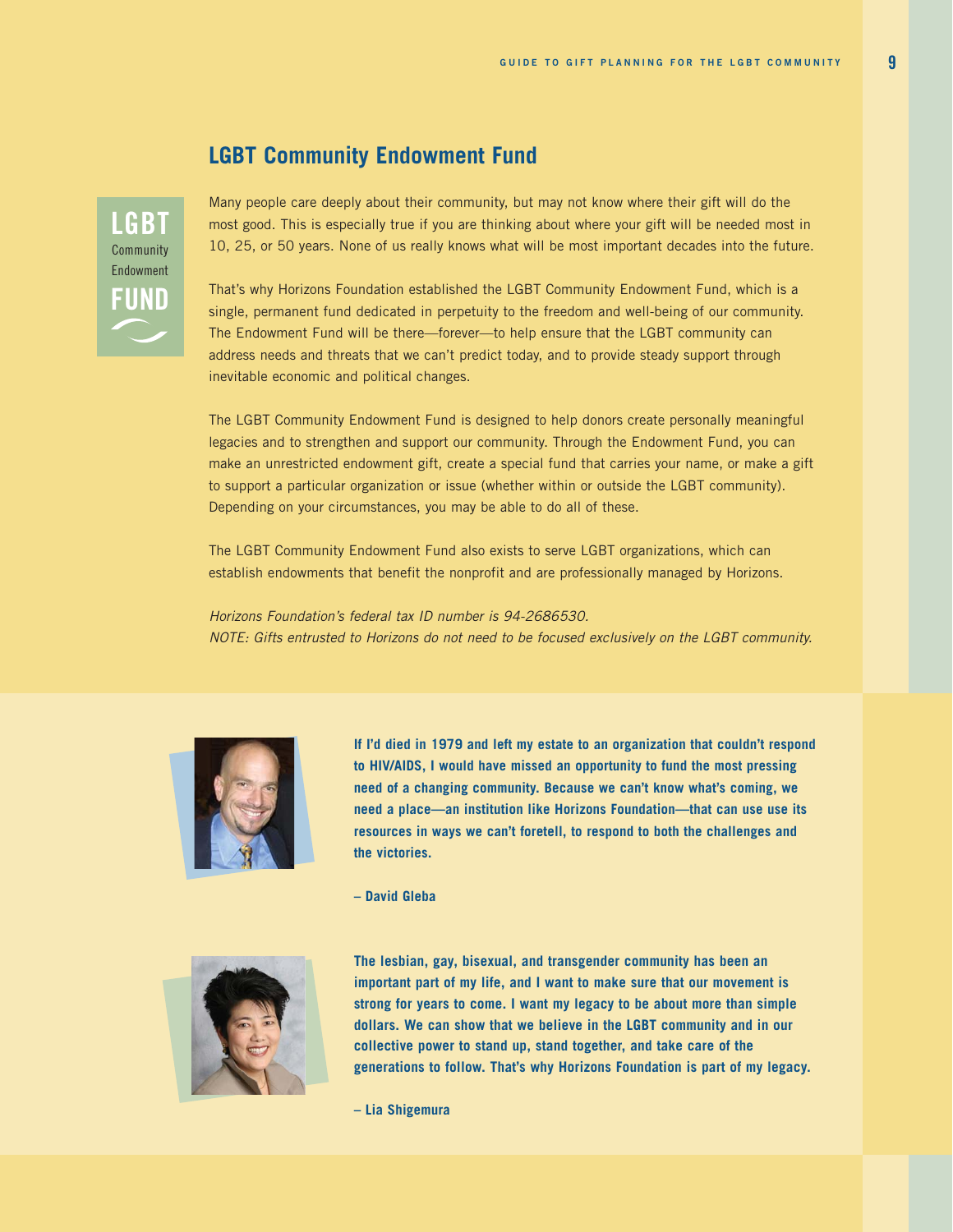## LGBT Community Endowment Fund

LGBT Community Endowment FUND

Many people care deeply about their community, but may not know where their gift will do the most good. This is especially true if you are thinking about where your gift will be needed most in 10, 25, or 50 years. None of us really knows what will be most important decades into the future.

That's why Horizons Foundation established the LGBT Community Endowment Fund, which is a single, permanent fund dedicated in perpetuity to the freedom and well-being of our community. The Endowment Fund will be there—forever—to help ensure that the LGBT community can address needs and threats that we can't predict today, and to provide steady support through inevitable economic and political changes.

The LGBT Community Endowment Fund is designed to help donors create personally meaningful legacies and to strengthen and support our community. Through the Endowment Fund, you can make an unrestricted endowment gift, create a special fund that carries your name, or make a gift to support a particular organization or issue (whether within or outside the LGBT community). Depending on your circumstances, you may be able to do all of these.

The LGBT Community Endowment Fund also exists to serve LGBT organizations, which can establish endowments that benefit the nonprofit and are professionally managed by Horizons.

*Horizons Foundation's federal tax ID number is 94-2686530.*
*NOTE: Gifts entrusted to Horizons do not need to be focused exclusively on the LGBT community.*

**If I'd died in 1979 and left my estate to an organization that couldn't respond to HIV/AIDS, I would have missed an opportunity to fund the most pressing need of a changing community. Because we can't know what's coming, we need a place—an institution like Horizons Foundation—that can use use its resources in ways we can't foretell, to respond to both the challenges and the victories.**

**– David Gleba**

**The lesbian, gay, bisexual, and transgender community has been an important part of my life, and I want to make sure that our movement is strong for years to come. I want my legacy to be about more than simple dollars. We can show that we believe in the LGBT community and in our collective power to stand up, stand together, and take care of the generations to follow. That's why Horizons Foundation is part of my legacy.**

**– Lia Shigemura**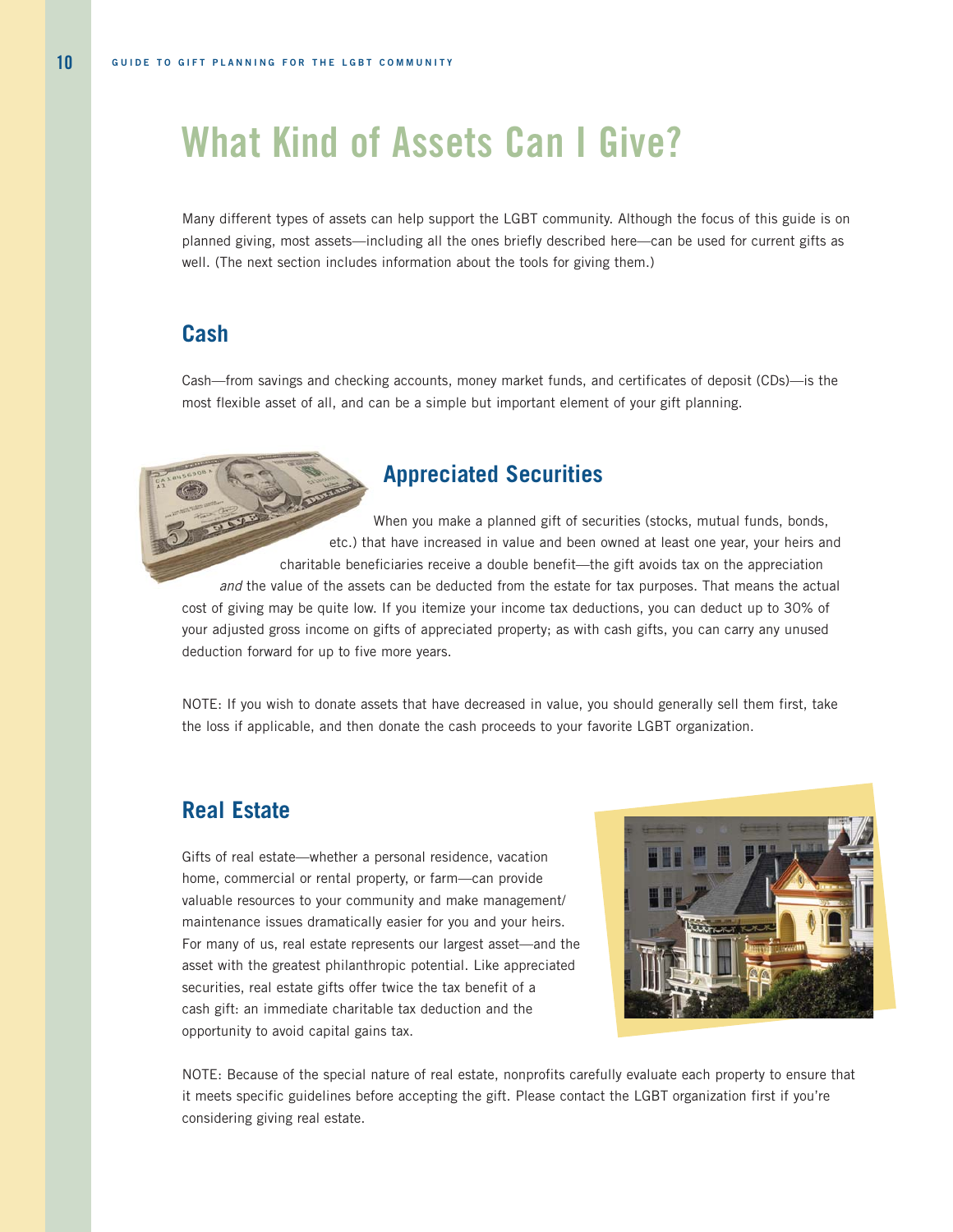# What Kind of Assets Can I Give?

Many different types of assets can help support the LGBT community. Although the focus of this guide is on planned giving, most assets—including all the ones briefly described here—can be used for current gifts as well. (The next section includes information about the tools for giving them.)

## Cash

Cash—from savings and checking accounts, money market funds, and certificates of deposit (CDs)—is the most flexible asset of all, and can be a simple but important element of your gift planning.

## Appreciated Securities

When you make a planned gift of securities (stocks, mutual funds, bonds, etc.) that have increased in value and been owned at least one year, your heirs and charitable beneficiaries receive a double benefit—the gift avoids tax on the appreciation *and* the value of the assets can be deducted from the estate for tax purposes. That means the actual cost of giving may be quite low. If you itemize your income tax deductions, you can deduct up to 30% of your adjusted gross income on gifts of appreciated property; as with cash gifts, you can carry any unused deduction forward for up to five more years.

NOTE: If you wish to donate assets that have decreased in value, you should generally sell them first, take the loss if applicable, and then donate the cash proceeds to your favorite LGBT organization.

## Real Estate

Gifts of real estate—whether a personal residence, vacation home, commercial or rental property, or farm—can provide valuable resources to your community and make management/maintenance issues dramatically easier for you and your heirs. For many of us, real estate represents our largest asset—and the asset with the greatest philanthropic potential. Like appreciated securities, real estate gifts offer twice the tax benefit of a cash gift: an immediate charitable tax deduction and the opportunity to avoid capital gains tax.

NOTE: Because of the special nature of real estate, nonprofits carefully evaluate each property to ensure that it meets specific guidelines before accepting the gift. Please contact the LGBT organization first if you're considering giving real estate.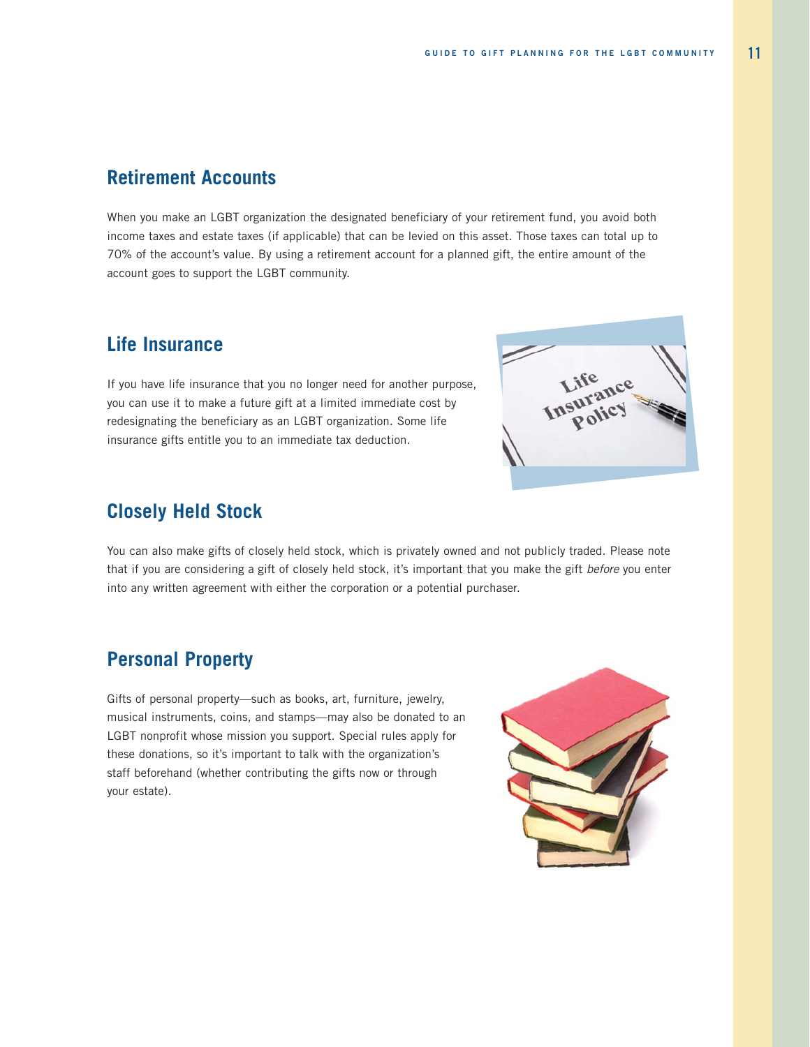## Retirement Accounts

When you make an LGBT organization the designated beneficiary of your retirement fund, you avoid both income taxes and estate taxes (if applicable) that can be levied on this asset. Those taxes can total up to 70% of the account's value. By using a retirement account for a planned gift, the entire amount of the account goes to support the LGBT community.

## Life Insurance

If you have life insurance that you no longer need for another purpose, you can use it to make a future gift at a limited immediate cost by redesignating the beneficiary as an LGBT organization. Some life insurance gifts entitle you to an immediate tax deduction.

## Closely Held Stock

You can also make gifts of closely held stock, which is privately owned and not publicly traded. Please note that if you are considering a gift of closely held stock, it's important that you make the gift *before* you enter into any written agreement with either the corporation or a potential purchaser.

## Personal Property

Gifts of personal property—such as books, art, furniture, jewelry, musical instruments, coins, and stamps—may also be donated to an LGBT nonprofit whose mission you support. Special rules apply for these donations, so it's important to talk with the organization's staff beforehand (whether contributing the gifts now or through your estate).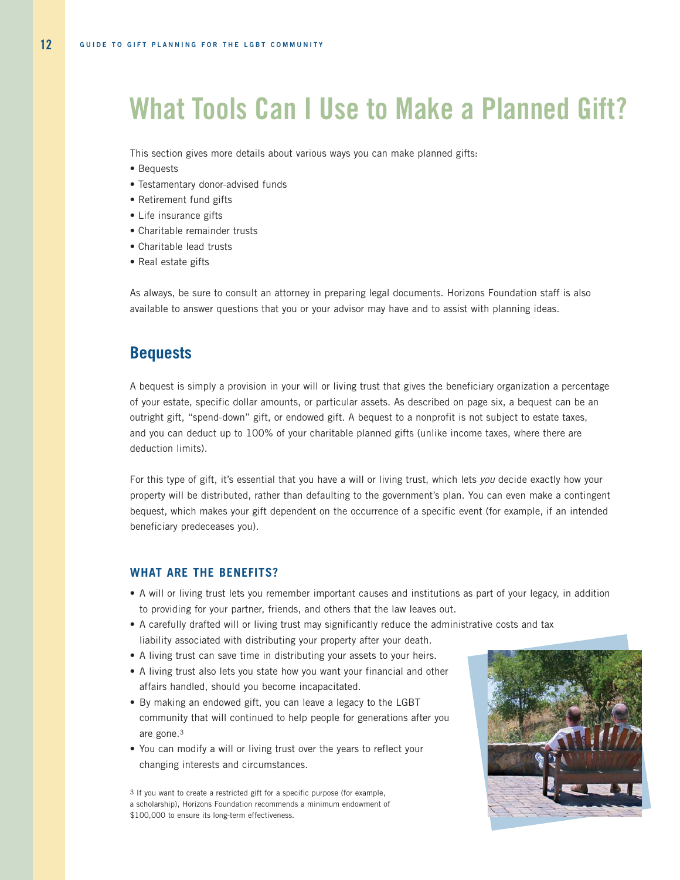# What Tools Can I Use to Make a Planned Gift?

This section gives more details about various ways you can make planned gifts:

- Bequests
- Testamentary donor-advised funds
- Retirement fund gifts
- Life insurance gifts
- Charitable remainder trusts
- Charitable lead trusts
- Real estate gifts

As always, be sure to consult an attorney in preparing legal documents. Horizons Foundation staff is also available to answer questions that you or your advisor may have and to assist with planning ideas.

## Bequests

A bequest is simply a provision in your will or living trust that gives the beneficiary organization a percentage of your estate, specific dollar amounts, or particular assets. As described on page six, a bequest can be an outright gift, "spend-down" gift, or endowed gift. A bequest to a nonprofit is not subject to estate taxes, and you can deduct up to 100% of your charitable planned gifts (unlike income taxes, where there are deduction limits).

For this type of gift, it's essential that you have a will or living trust, which lets *you* decide exactly how your property will be distributed, rather than defaulting to the government's plan. You can even make a contingent bequest, which makes your gift dependent on the occurrence of a specific event (for example, if an intended beneficiary predeceases you).

### WHAT ARE THE BENEFITS?

- A will or living trust lets you remember important causes and institutions as part of your legacy, in addition to providing for your partner, friends, and others that the law leaves out.
- A carefully drafted will or living trust may significantly reduce the administrative costs and tax liability associated with distributing your property after your death.
- A living trust can save time in distributing your assets to your heirs.
- A living trust also lets you state how you want your financial and other affairs handled, should you become incapacitated.
- By making an endowed gift, you can leave a legacy to the LGBT community that will continued to help people for generations after you are gone.[3]
- You can modify a will or living trust over the years to reflect your changing interests and circumstances.

[3] If you want to create a restricted gift for a specific purpose (for example, a scholarship), Horizons Foundation recommends a minimum endowment of $100,000 to ensure its long-term effectiveness.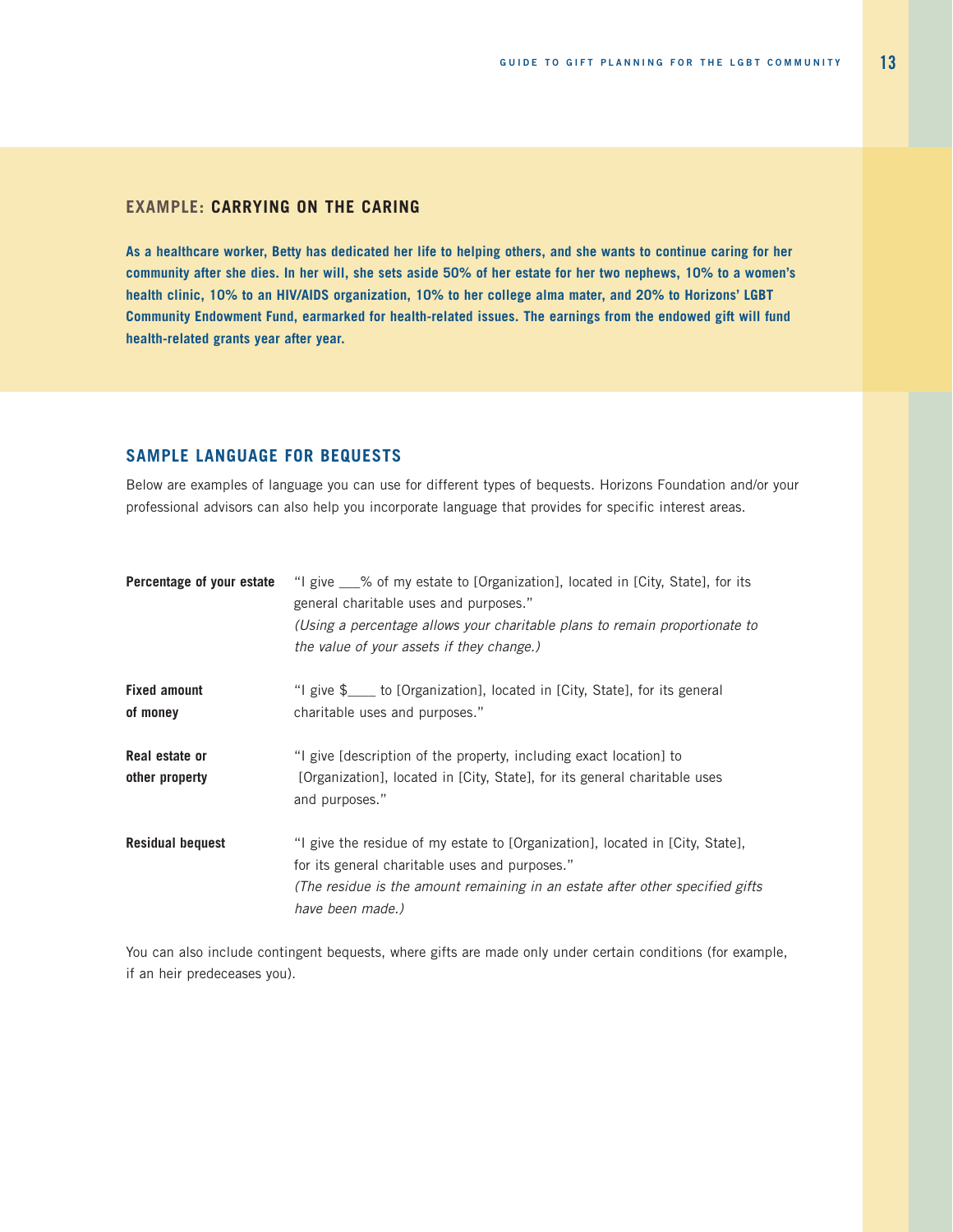## EXAMPLE: CARRYING ON THE CARING

**As a healthcare worker, Betty has dedicated her life to helping others, and she wants to continue caring for her community after she dies. In her will, she sets aside 50% of her estate for her two nephews, 10% to a women's health clinic, 10% to an HIV/AIDS organization, 10% to her college alma mater, and 20% to Horizons' LGBT Community Endowment Fund, earmarked for health-related issues. The earnings from the endowed gift will fund health-related grants year after year.**

## SAMPLE LANGUAGE FOR BEQUESTS

Below are examples of language you can use for different types of bequests. Horizons Foundation and/or your professional advisors can also help you incorporate language that provides for specific interest areas.

| | |
|---|---|
| **Percentage of your estate** | "I give ___% of my estate to [Organization], located in [City, State], for its general charitable uses and purposes." *(Using a percentage allows your charitable plans to remain proportionate to the value of your assets if they change.)* |
| **Fixed amount of money** | "I give $____ to [Organization], located in [City, State], for its general charitable uses and purposes." |
| **Real estate or other property** | "I give [description of the property, including exact location] to [Organization], located in [City, State], for its general charitable uses and purposes." |
| **Residual bequest** | "I give the residue of my estate to [Organization], located in [City, State], for its general charitable uses and purposes." *(The residue is the amount remaining in an estate after other specified gifts have been made.)* |

You can also include contingent bequests, where gifts are made only under certain conditions (for example, if an heir predeceases you).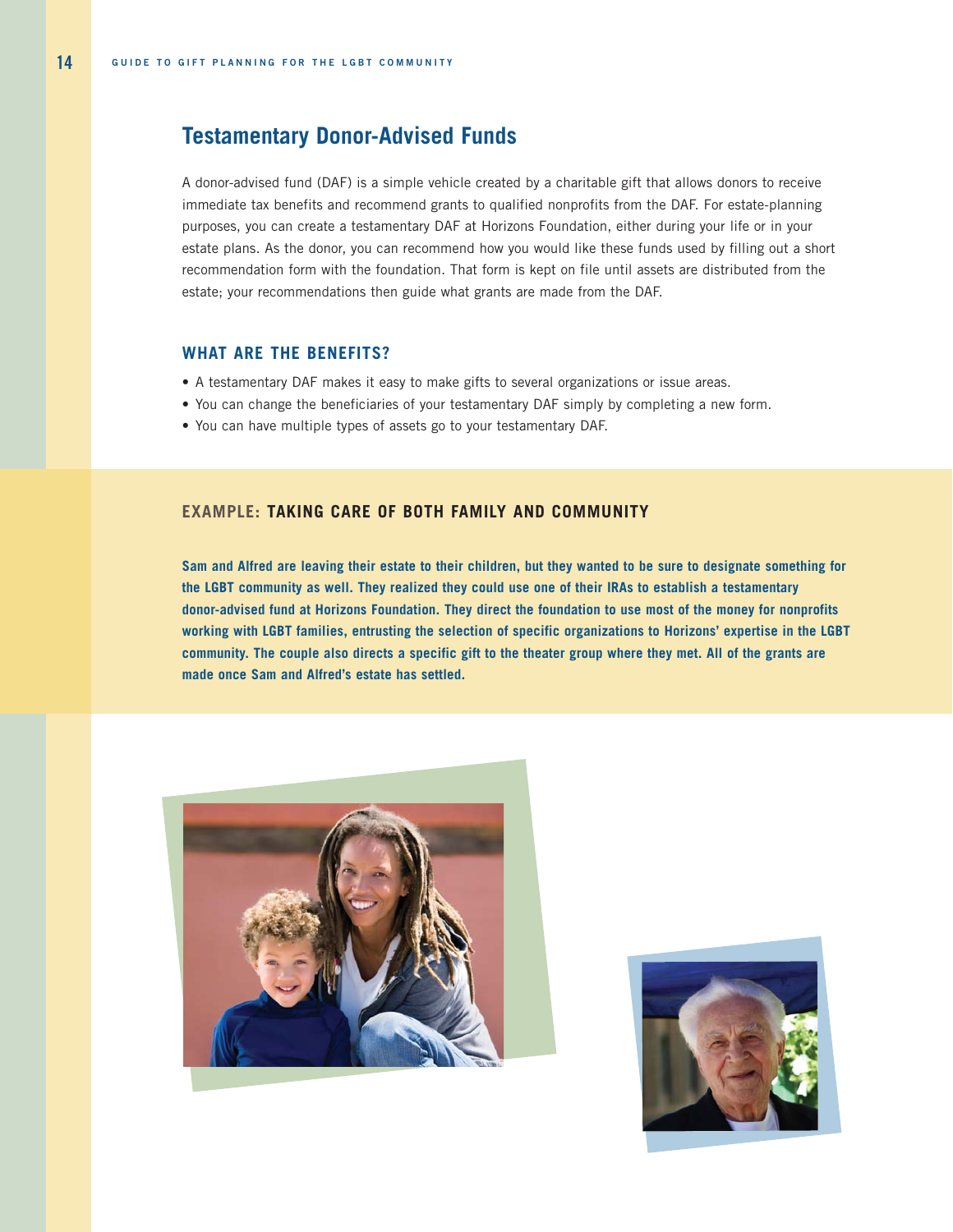## Testamentary Donor-Advised Funds

A donor-advised fund (DAF) is a simple vehicle created by a charitable gift that allows donors to receive immediate tax benefits and recommend grants to qualified nonprofits from the DAF. For estate-planning purposes, you can create a testamentary DAF at Horizons Foundation, either during your life or in your estate plans. As the donor, you can recommend how you would like these funds used by filling out a short recommendation form with the foundation. That form is kept on file until assets are distributed from the estate; your recommendations then guide what grants are made from the DAF.

### WHAT ARE THE BENEFITS?

- A testamentary DAF makes it easy to make gifts to several organizations or issue areas.
- You can change the beneficiaries of your testamentary DAF simply by completing a new form.
- You can have multiple types of assets go to your testamentary DAF.

### EXAMPLE: TAKING CARE OF BOTH FAMILY AND COMMUNITY

**Sam and Alfred are leaving their estate to their children, but they wanted to be sure to designate something for the LGBT community as well. They realized they could use one of their IRAs to establish a testamentary donor-advised fund at Horizons Foundation. They direct the foundation to use most of the money for nonprofits working with LGBT families, entrusting the selection of specific organizations to Horizons' expertise in the LGBT community. The couple also directs a specific gift to the theater group where they met. All of the grants are made once Sam and Alfred's estate has settled.**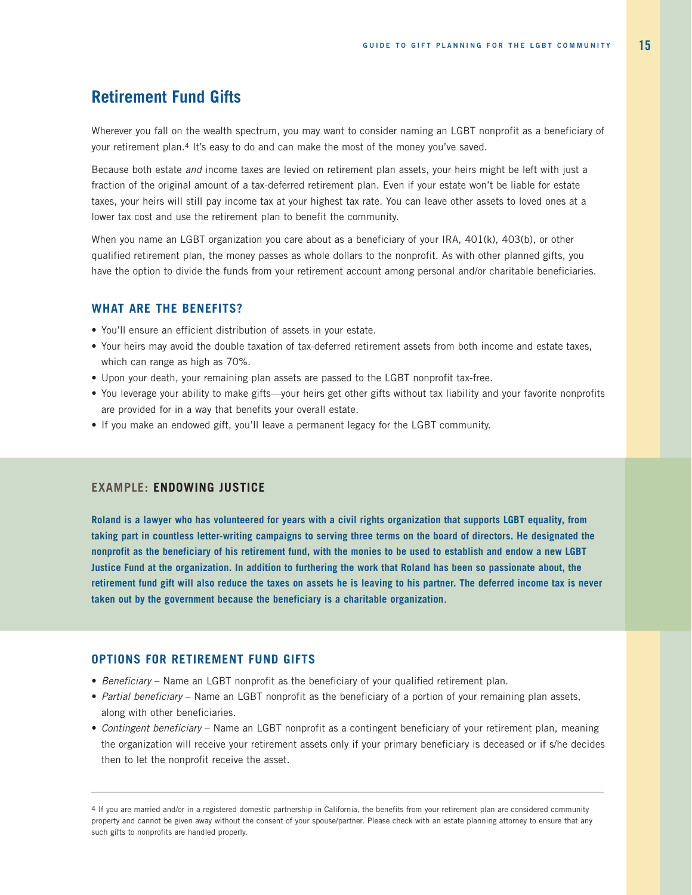## Retirement Fund Gifts

Wherever you fall on the wealth spectrum, you may want to consider naming an LGBT nonprofit as a beneficiary of your retirement plan.[4] It's easy to do and can make the most of the money you've saved.

Because both estate *and* income taxes are levied on retirement plan assets, your heirs might be left with just a fraction of the original amount of a tax-deferred retirement plan. Even if your estate won't be liable for estate taxes, your heirs will still pay income tax at your highest tax rate. You can leave other assets to loved ones at a lower tax cost and use the retirement plan to benefit the community.

When you name an LGBT organization you care about as a beneficiary of your IRA, 401(k), 403(b), or other qualified retirement plan, the money passes as whole dollars to the nonprofit. As with other planned gifts, you have the option to divide the funds from your retirement account among personal and/or charitable beneficiaries.

### WHAT ARE THE BENEFITS?

- You'll ensure an efficient distribution of assets in your estate.
- Your heirs may avoid the double taxation of tax-deferred retirement assets from both income and estate taxes, which can range as high as 70%.
- Upon your death, your remaining plan assets are passed to the LGBT nonprofit tax-free.
- You leverage your ability to make gifts—your heirs get other gifts without tax liability and your favorite nonprofits are provided for in a way that benefits your overall estate.
- If you make an endowed gift, you'll leave a permanent legacy for the LGBT community.

### EXAMPLE: ENDOWING JUSTICE

**Roland is a lawyer who has volunteered for years with a civil rights organization that supports LGBT equality, from taking part in countless letter-writing campaigns to serving three terms on the board of directors. He designated the nonprofit as the beneficiary of his retirement fund, with the monies to be used to establish and endow a new LGBT Justice Fund at the organization. In addition to furthering the work that Roland has been so passionate about, the retirement fund gift will also reduce the taxes on assets he is leaving to his partner. The deferred income tax is never taken out by the government because the beneficiary is a charitable organization**.

### OPTIONS FOR RETIREMENT FUND GIFTS

- *Beneficiary* – Name an LGBT nonprofit as the beneficiary of your qualified retirement plan.
- *Partial beneficiary* – Name an LGBT nonprofit as the beneficiary of a portion of your remaining plan assets, along with other beneficiaries.
- *Contingent beneficiary* – Name an LGBT nonprofit as a contingent beneficiary of your retirement plan, meaning the organization will receive your retirement assets only if your primary beneficiary is deceased or if s/he decides then to let the nonprofit receive the asset.

---

[4] If you are married and/or in a registered domestic partnership in California, the benefits from your retirement plan are considered community property and cannot be given away without the consent of your spouse/partner. Please check with an estate planning attorney to ensure that any such gifts to nonprofits are handled properly.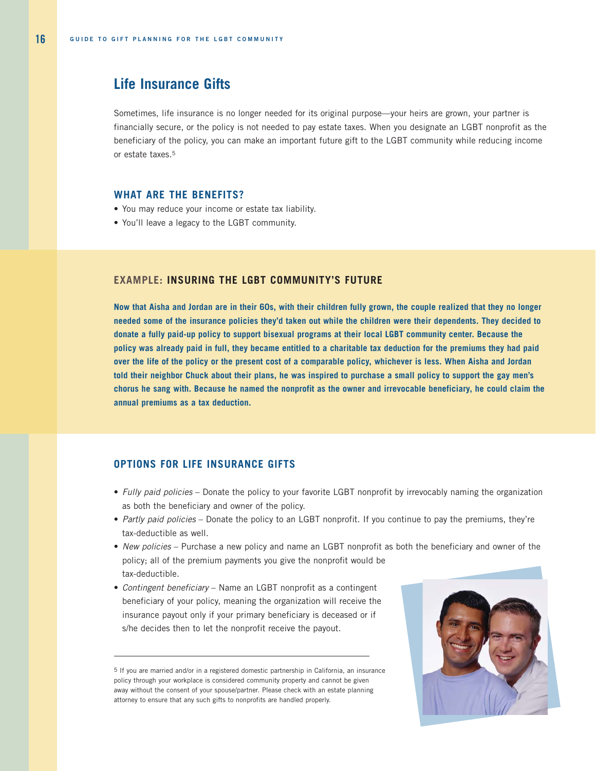## Life Insurance Gifts

Sometimes, life insurance is no longer needed for its original purpose—your heirs are grown, your partner is financially secure, or the policy is not needed to pay estate taxes. When you designate an LGBT nonprofit as the beneficiary of the policy, you can make an important future gift to the LGBT community while reducing income or estate taxes.[5]

### WHAT ARE THE BENEFITS?

- You may reduce your income or estate tax liability.
- You'll leave a legacy to the LGBT community.

### EXAMPLE: INSURING THE LGBT COMMUNITY'S FUTURE

**Now that Aisha and Jordan are in their 60s, with their children fully grown, the couple realized that they no longer needed some of the insurance policies they'd taken out while the children were their dependents. They decided to donate a fully paid-up policy to support bisexual programs at their local LGBT community center. Because the policy was already paid in full, they became entitled to a charitable tax deduction for the premiums they had paid over the life of the policy or the present cost of a comparable policy, whichever is less. When Aisha and Jordan told their neighbor Chuck about their plans, he was inspired to purchase a small policy to support the gay men's chorus he sang with. Because he named the nonprofit as the owner and irrevocable beneficiary, he could claim the annual premiums as a tax deduction.**

### OPTIONS FOR LIFE INSURANCE GIFTS

- *Fully paid policies* – Donate the policy to your favorite LGBT nonprofit by irrevocably naming the organization as both the beneficiary and owner of the policy.
- *Partly paid policies* – Donate the policy to an LGBT nonprofit. If you continue to pay the premiums, they're tax-deductible as well.
- *New policies* – Purchase a new policy and name an LGBT nonprofit as both the beneficiary and owner of the policy; all of the premium payments you give the nonprofit would be tax-deductible.
- *Contingent beneficiary* – Name an LGBT nonprofit as a contingent beneficiary of your policy, meaning the organization will receive the insurance payout only if your primary beneficiary is deceased or if s/he decides then to let the nonprofit receive the payout.

---

[5] If you are married and/or in a registered domestic partnership in California, an insurance policy through your workplace is considered community property and cannot be given away without the consent of your spouse/partner. Please check with an estate planning attorney to ensure that any such gifts to nonprofits are handled properly.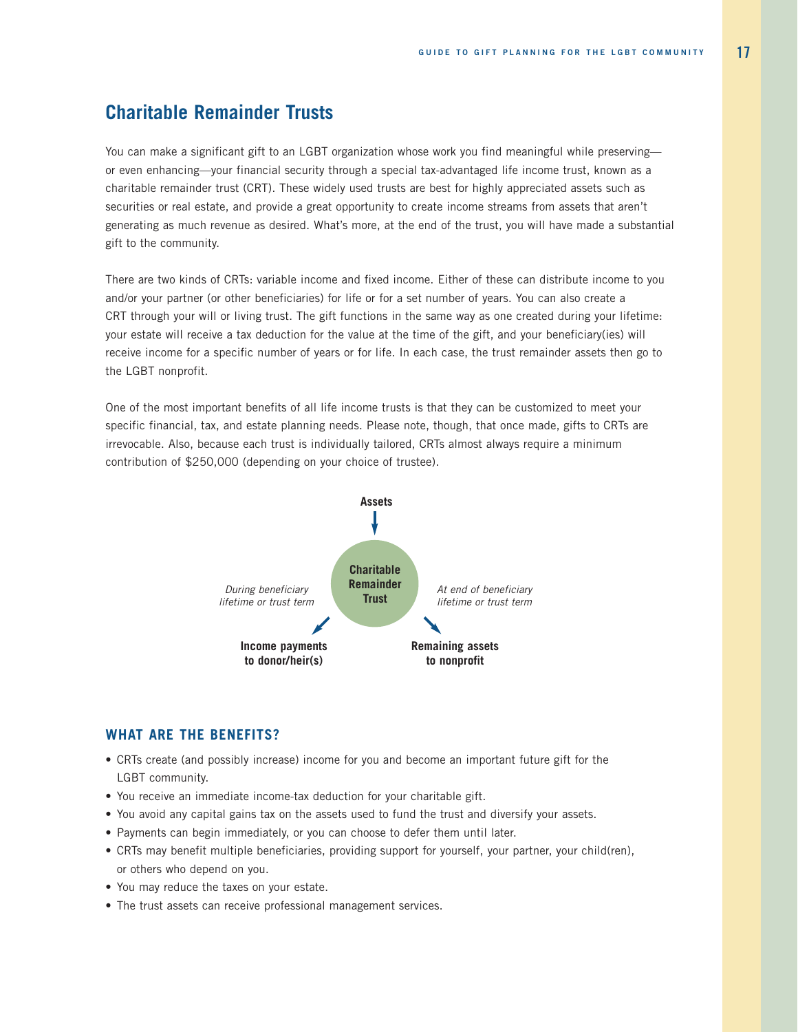## Charitable Remainder Trusts

You can make a significant gift to an LGBT organization whose work you find meaningful while preserving—or even enhancing—your financial security through a special tax-advantaged life income trust, known as a charitable remainder trust (CRT). These widely used trusts are best for highly appreciated assets such as securities or real estate, and provide a great opportunity to create income streams from assets that aren't generating as much revenue as desired. What's more, at the end of the trust, you will have made a substantial gift to the community.

There are two kinds of CRTs: variable income and fixed income. Either of these can distribute income to you and/or your partner (or other beneficiaries) for life or for a set number of years. You can also create a CRT through your will or living trust. The gift functions in the same way as one created during your lifetime: your estate will receive a tax deduction for the value at the time of the gift, and your beneficiary(ies) will receive income for a specific number of years or for life. In each case, the trust remainder assets then go to the LGBT nonprofit.

One of the most important benefits of all life income trusts is that they can be customized to meet your specific financial, tax, and estate planning needs. Please note, though, that once made, gifts to CRTs are irrevocable. Also, because each trust is individually tailored, CRTs almost always require a minimum contribution of $250,000 (depending on your choice of trustee).

**Assets**

**Charitable Remainder Trust**

*During beneficiary lifetime or trust term*

**Income payments to donor/heir(s)**

*At end of beneficiary lifetime or trust term*

**Remaining assets to nonprofit**

### WHAT ARE THE BENEFITS?

- CRTs create (and possibly increase) income for you and become an important future gift for the LGBT community.
- You receive an immediate income-tax deduction for your charitable gift.
- You avoid any capital gains tax on the assets used to fund the trust and diversify your assets.
- Payments can begin immediately, or you can choose to defer them until later.
- CRTs may benefit multiple beneficiaries, providing support for yourself, your partner, your child(ren), or others who depend on you.
- You may reduce the taxes on your estate.
- The trust assets can receive professional management services.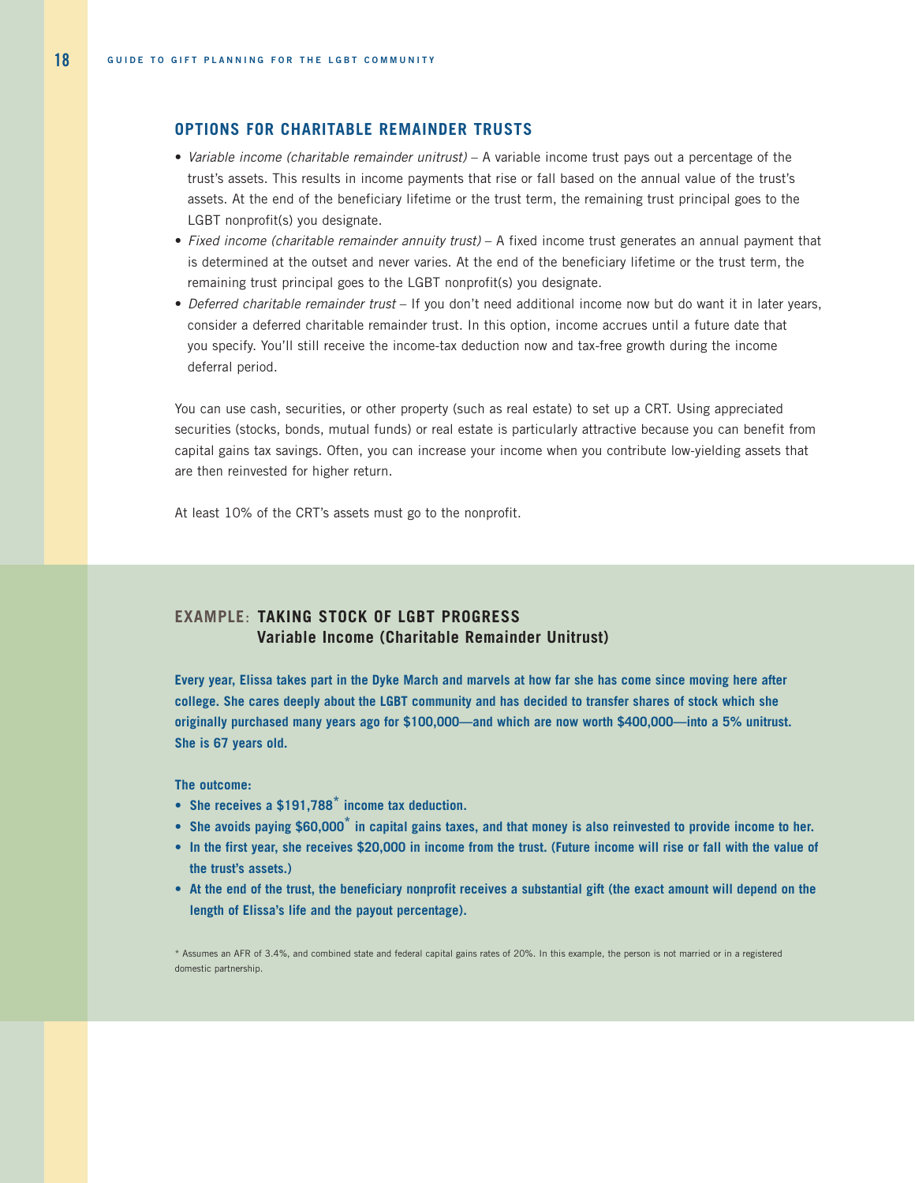## OPTIONS FOR CHARITABLE REMAINDER TRUSTS

- *Variable income (charitable remainder unitrust)* – A variable income trust pays out a percentage of the trust's assets. This results in income payments that rise or fall based on the annual value of the trust's assets. At the end of the beneficiary lifetime or the trust term, the remaining trust principal goes to the LGBT nonprofit(s) you designate.
- *Fixed income (charitable remainder annuity trust)* – A fixed income trust generates an annual payment that is determined at the outset and never varies. At the end of the beneficiary lifetime or the trust term, the remaining trust principal goes to the LGBT nonprofit(s) you designate.
- *Deferred charitable remainder trust* – If you don't need additional income now but do want it in later years, consider a deferred charitable remainder trust. In this option, income accrues until a future date that you specify. You'll still receive the income-tax deduction now and tax-free growth during the income deferral period.

You can use cash, securities, or other property (such as real estate) to set up a CRT. Using appreciated securities (stocks, bonds, mutual funds) or real estate is particularly attractive because you can benefit from capital gains tax savings. Often, you can increase your income when you contribute low-yielding assets that are then reinvested for higher return.

At least 10% of the CRT's assets must go to the nonprofit.

### EXAMPLE: TAKING STOCK OF LGBT PROGRESS
### Variable Income (Charitable Remainder Unitrust)

**Every year, Elissa takes part in the Dyke March and marvels at how far she has come since moving here after college. She cares deeply about the LGBT community and has decided to transfer shares of stock which she originally purchased many years ago for $100,000—and which are now worth $400,000—into a 5% unitrust. She is 67 years old.**

**The outcome:**

- **She receives a $191,788* income tax deduction.**
- **She avoids paying $60,000* in capital gains taxes, and that money is also reinvested to provide income to her.**
- **In the first year, she receives $20,000 in income from the trust. (Future income will rise or fall with the value of the trust's assets.)**
- **At the end of the trust, the beneficiary nonprofit receives a substantial gift (the exact amount will depend on the length of Elissa's life and the payout percentage).**

\* Assumes an AFR of 3.4%, and combined state and federal capital gains rates of 20%. In this example, the person is not married or in a registered domestic partnership.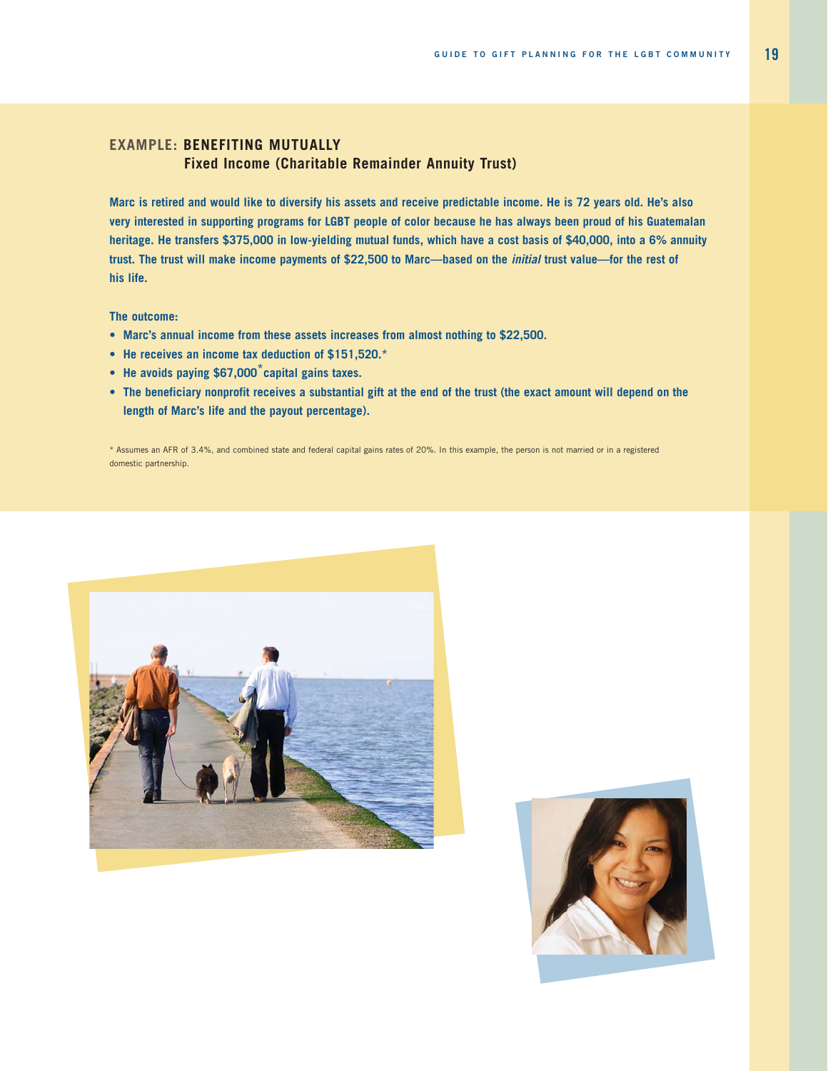## EXAMPLE: BENEFITING MUTUALLY

### Fixed Income (Charitable Remainder Annuity Trust)

**Marc is retired and would like to diversify his assets and receive predictable income. He is 72 years old. He's also very interested in supporting programs for LGBT people of color because he has always been proud of his Guatemalan heritage. He transfers $375,000 in low-yielding mutual funds, which have a cost basis of $40,000, into a 6% annuity trust. The trust will make income payments of $22,500 to Marc—based on the *initial* trust value—for the rest of his life.**

**The outcome:**

- **Marc's annual income from these assets increases from almost nothing to $22,500.**
- **He receives an income tax deduction of $151,520.***
- **He avoids paying $67,000* capital gains taxes.**
- **The beneficiary nonprofit receives a substantial gift at the end of the trust (the exact amount will depend on the length of Marc's life and the payout percentage).**

* Assumes an AFR of 3.4%, and combined state and federal capital gains rates of 20%. In this example, the person is not married or in a registered domestic partnership.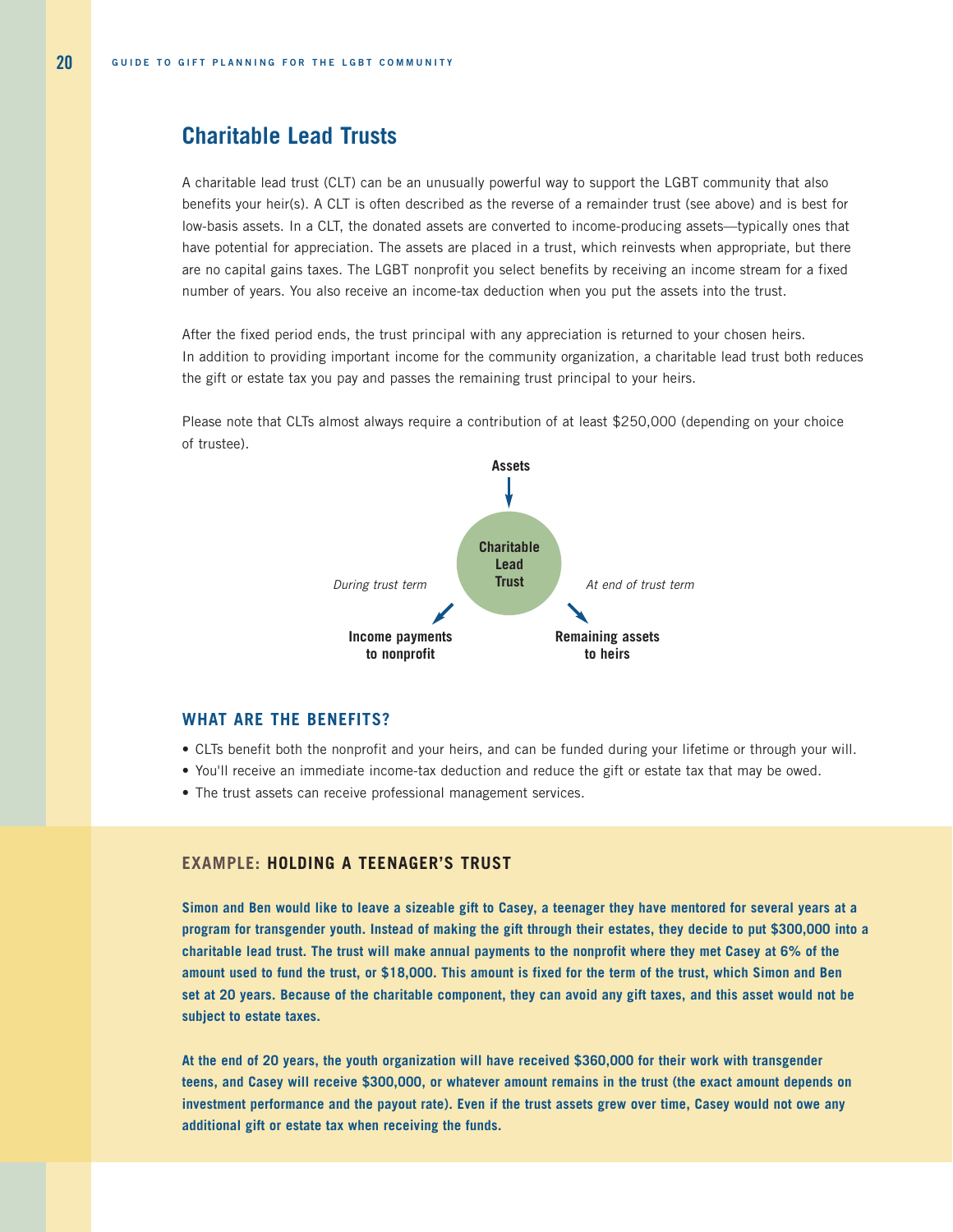## Charitable Lead Trusts

A charitable lead trust (CLT) can be an unusually powerful way to support the LGBT community that also benefits your heir(s). A CLT is often described as the reverse of a remainder trust (see above) and is best for low-basis assets. In a CLT, the donated assets are converted to income-producing assets—typically ones that have potential for appreciation. The assets are placed in a trust, which reinvests when appropriate, but there are no capital gains taxes. The LGBT nonprofit you select benefits by receiving an income stream for a fixed number of years. You also receive an income-tax deduction when you put the assets into the trust.

After the fixed period ends, the trust principal with any appreciation is returned to your chosen heirs. In addition to providing important income for the community organization, a charitable lead trust both reduces the gift or estate tax you pay and passes the remaining trust principal to your heirs.

Please note that CLTs almost always require a contribution of at least $250,000 (depending on your choice of trustee).

**Assets**

**Charitable Lead Trust**

*During trust term* — **Income payments to nonprofit**

*At end of trust term* — **Remaining assets to heirs**

### WHAT ARE THE BENEFITS?

- CLTs benefit both the nonprofit and your heirs, and can be funded during your lifetime or through your will.
- You'll receive an immediate income-tax deduction and reduce the gift or estate tax that may be owed.
- The trust assets can receive professional management services.

### EXAMPLE: HOLDING A TEENAGER'S TRUST

**Simon and Ben would like to leave a sizeable gift to Casey, a teenager they have mentored for several years at a program for transgender youth. Instead of making the gift through their estates, they decide to put $300,000 into a charitable lead trust. The trust will make annual payments to the nonprofit where they met Casey at 6% of the amount used to fund the trust, or $18,000. This amount is fixed for the term of the trust, which Simon and Ben set at 20 years. Because of the charitable component, they can avoid any gift taxes, and this asset would not be subject to estate taxes.**

**At the end of 20 years, the youth organization will have received $360,000 for their work with transgender teens, and Casey will receive $300,000, or whatever amount remains in the trust (the exact amount depends on investment performance and the payout rate). Even if the trust assets grew over time, Casey would not owe any additional gift or estate tax when receiving the funds.**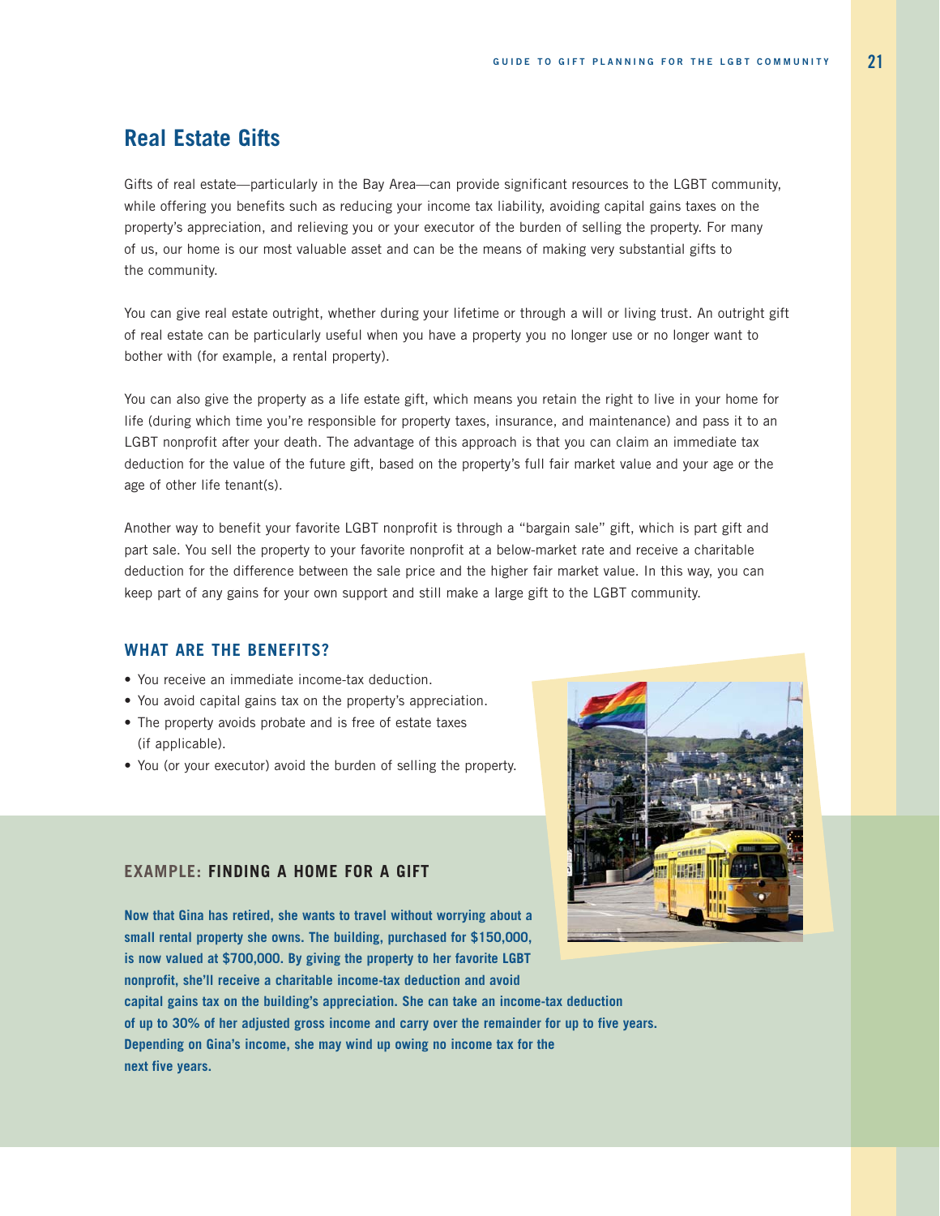## Real Estate Gifts

Gifts of real estate—particularly in the Bay Area—can provide significant resources to the LGBT community, while offering you benefits such as reducing your income tax liability, avoiding capital gains taxes on the property's appreciation, and relieving you or your executor of the burden of selling the property. For many of us, our home is our most valuable asset and can be the means of making very substantial gifts to the community.

You can give real estate outright, whether during your lifetime or through a will or living trust. An outright gift of real estate can be particularly useful when you have a property you no longer use or no longer want to bother with (for example, a rental property).

You can also give the property as a life estate gift, which means you retain the right to live in your home for life (during which time you're responsible for property taxes, insurance, and maintenance) and pass it to an LGBT nonprofit after your death. The advantage of this approach is that you can claim an immediate tax deduction for the value of the future gift, based on the property's full fair market value and your age or the age of other life tenant(s).

Another way to benefit your favorite LGBT nonprofit is through a "bargain sale" gift, which is part gift and part sale. You sell the property to your favorite nonprofit at a below-market rate and receive a charitable deduction for the difference between the sale price and the higher fair market value. In this way, you can keep part of any gains for your own support and still make a large gift to the LGBT community.

### WHAT ARE THE BENEFITS?

- You receive an immediate income-tax deduction.
- You avoid capital gains tax on the property's appreciation.
- The property avoids probate and is free of estate taxes (if applicable).
- You (or your executor) avoid the burden of selling the property.

### EXAMPLE: FINDING A HOME FOR A GIFT

**Now that Gina has retired, she wants to travel without worrying about a small rental property she owns. The building, purchased for $150,000, is now valued at $700,000. By giving the property to her favorite LGBT nonprofit, she'll receive a charitable income-tax deduction and avoid capital gains tax on the building's appreciation. She can take an income-tax deduction of up to 30% of her adjusted gross income and carry over the remainder for up to five years. Depending on Gina's income, she may wind up owing no income tax for the next five years.**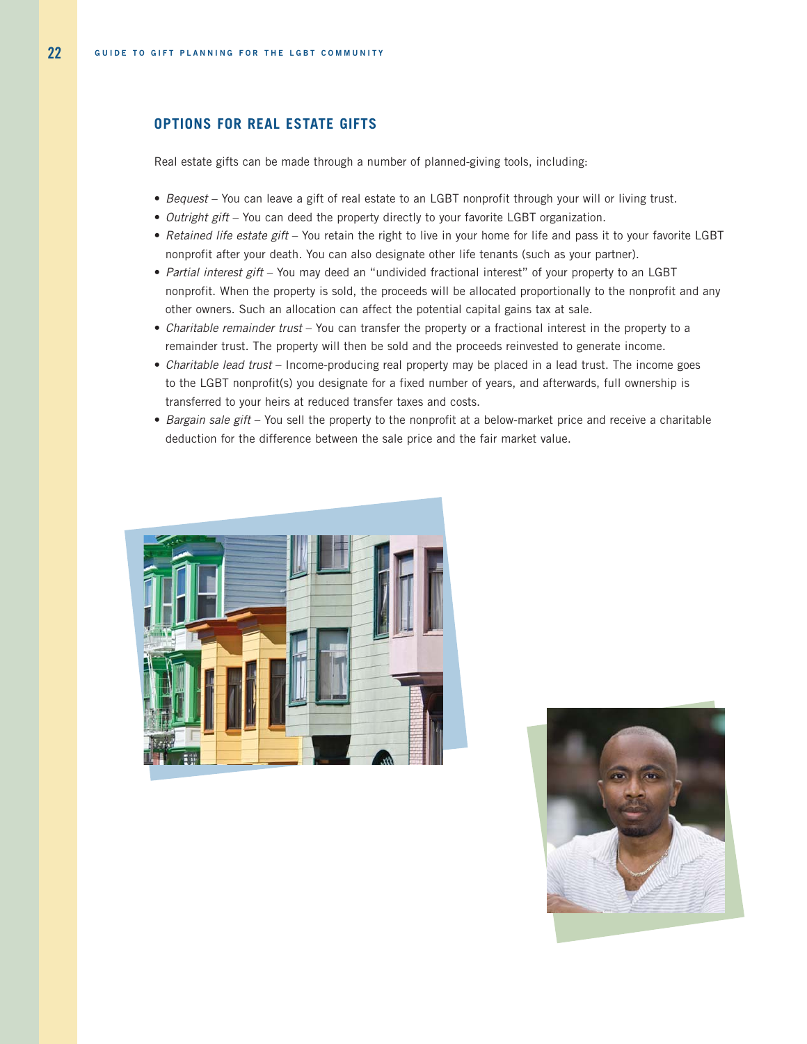## OPTIONS FOR REAL ESTATE GIFTS

Real estate gifts can be made through a number of planned-giving tools, including:

- *Bequest* – You can leave a gift of real estate to an LGBT nonprofit through your will or living trust.
- *Outright gift* – You can deed the property directly to your favorite LGBT organization.
- *Retained life estate gift* – You retain the right to live in your home for life and pass it to your favorite LGBT nonprofit after your death. You can also designate other life tenants (such as your partner).
- *Partial interest gift* – You may deed an "undivided fractional interest" of your property to an LGBT nonprofit. When the property is sold, the proceeds will be allocated proportionally to the nonprofit and any other owners. Such an allocation can affect the potential capital gains tax at sale.
- *Charitable remainder trust* – You can transfer the property or a fractional interest in the property to a remainder trust. The property will then be sold and the proceeds reinvested to generate income.
- *Charitable lead trust* – Income-producing real property may be placed in a lead trust. The income goes to the LGBT nonprofit(s) you designate for a fixed number of years, and afterwards, full ownership is transferred to your heirs at reduced transfer taxes and costs.
- *Bargain sale gift* – You sell the property to the nonprofit at a below-market price and receive a charitable deduction for the difference between the sale price and the fair market value.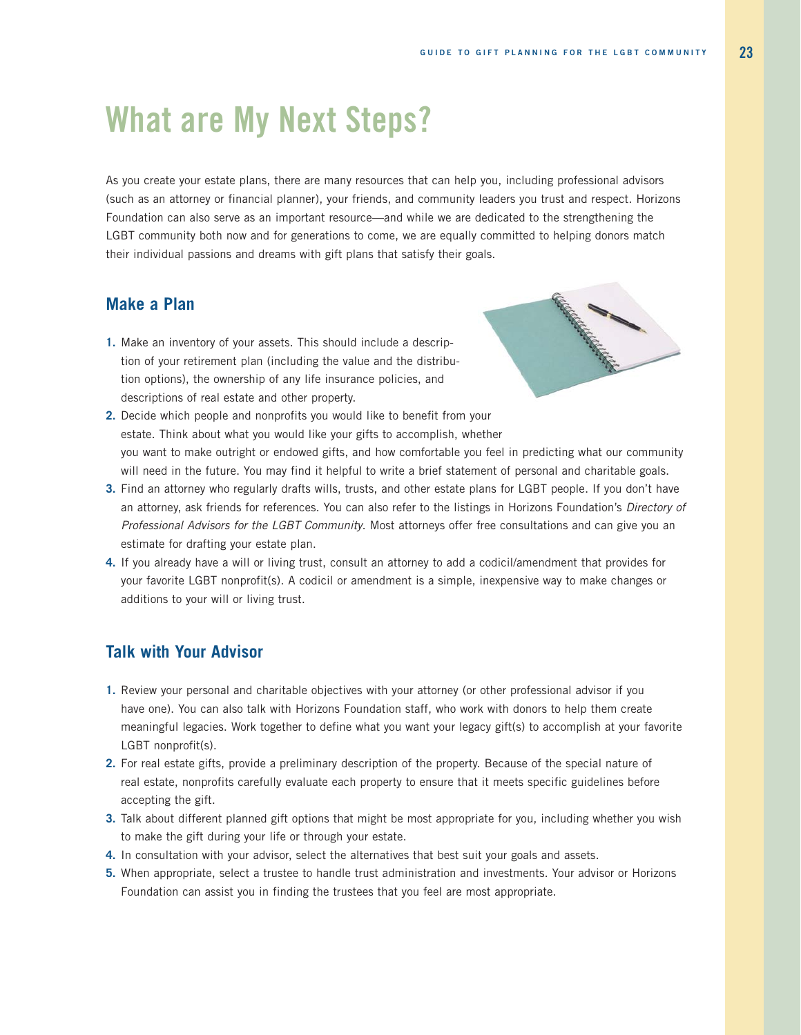# What are My Next Steps?

As you create your estate plans, there are many resources that can help you, including professional advisors (such as an attorney or financial planner), your friends, and community leaders you trust and respect. Horizons Foundation can also serve as an important resource—and while we are dedicated to the strengthening the LGBT community both now and for generations to come, we are equally committed to helping donors match their individual passions and dreams with gift plans that satisfy their goals.

## Make a Plan

1. Make an inventory of your assets. This should include a description of your retirement plan (including the value and the distribution options), the ownership of any life insurance policies, and descriptions of real estate and other property.
2. Decide which people and nonprofits you would like to benefit from your estate. Think about what you would like your gifts to accomplish, whether you want to make outright or endowed gifts, and how comfortable you feel in predicting what our community will need in the future. You may find it helpful to write a brief statement of personal and charitable goals.
3. Find an attorney who regularly drafts wills, trusts, and other estate plans for LGBT people. If you don't have an attorney, ask friends for references. You can also refer to the listings in Horizons Foundation's *Directory of Professional Advisors for the LGBT Community.* Most attorneys offer free consultations and can give you an estimate for drafting your estate plan.
4. If you already have a will or living trust, consult an attorney to add a codicil/amendment that provides for your favorite LGBT nonprofit(s). A codicil or amendment is a simple, inexpensive way to make changes or additions to your will or living trust.

## Talk with Your Advisor

1. Review your personal and charitable objectives with your attorney (or other professional advisor if you have one). You can also talk with Horizons Foundation staff, who work with donors to help them create meaningful legacies. Work together to define what you want your legacy gift(s) to accomplish at your favorite LGBT nonprofit(s).
2. For real estate gifts, provide a preliminary description of the property. Because of the special nature of real estate, nonprofits carefully evaluate each property to ensure that it meets specific guidelines before accepting the gift.
3. Talk about different planned gift options that might be most appropriate for you, including whether you wish to make the gift during your life or through your estate.
4. In consultation with your advisor, select the alternatives that best suit your goals and assets.
5. When appropriate, select a trustee to handle trust administration and investments. Your advisor or Horizons Foundation can assist you in finding the trustees that you feel are most appropriate.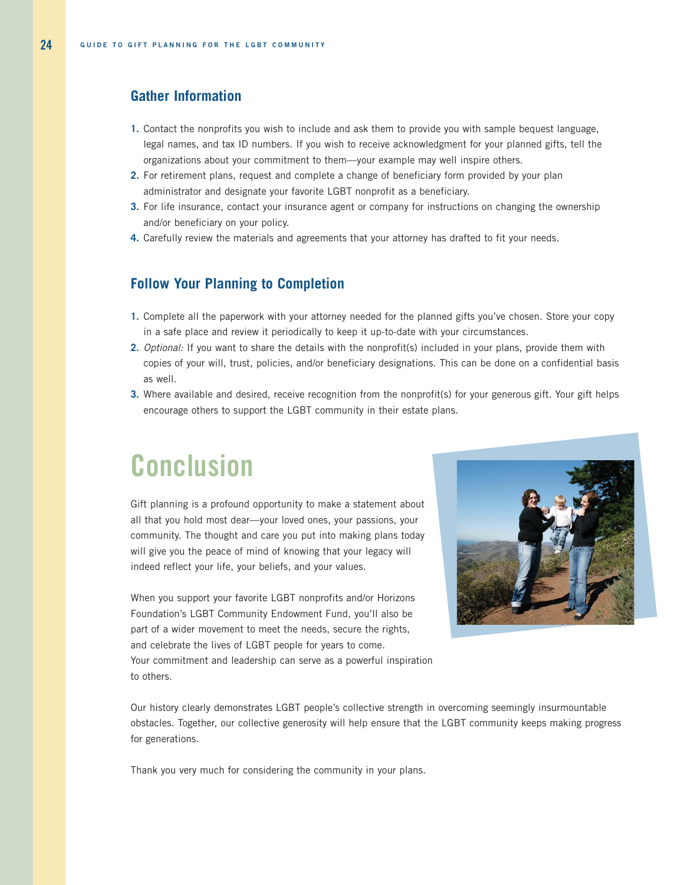### Gather Information

1. Contact the nonprofits you wish to include and ask them to provide you with sample bequest language, legal names, and tax ID numbers. If you wish to receive acknowledgment for your planned gifts, tell the organizations about your commitment to them—your example may well inspire others.
2. For retirement plans, request and complete a change of beneficiary form provided by your plan administrator and designate your favorite LGBT nonprofit as a beneficiary.
3. For life insurance, contact your insurance agent or company for instructions on changing the ownership and/or beneficiary on your policy.
4. Carefully review the materials and agreements that your attorney has drafted to fit your needs.

### Follow Your Planning to Completion

1. Complete all the paperwork with your attorney needed for the planned gifts you've chosen. Store your copy in a safe place and review it periodically to keep it up-to-date with your circumstances.
2. *Optional:* If you want to share the details with the nonprofit(s) included in your plans, provide them with copies of your will, trust, policies, and/or beneficiary designations. This can be done on a confidential basis as well.
3. Where available and desired, receive recognition from the nonprofit(s) for your generous gift. Your gift helps encourage others to support the LGBT community in their estate plans.

## Conclusion

Gift planning is a profound opportunity to make a statement about all that you hold most dear—your loved ones, your passions, your community. The thought and care you put into making plans today will give you the peace of mind of knowing that your legacy will indeed reflect your life, your beliefs, and your values.

When you support your favorite LGBT nonprofits and/or Horizons Foundation's LGBT Community Endowment Fund, you'll also be part of a wider movement to meet the needs, secure the rights, and celebrate the lives of LGBT people for years to come. Your commitment and leadership can serve as a powerful inspiration to others.

Our history clearly demonstrates LGBT people's collective strength in overcoming seemingly insurmountable obstacles. Together, our collective generosity will help ensure that the LGBT community keeps making progress for generations.

Thank you very much for considering the community in your plans.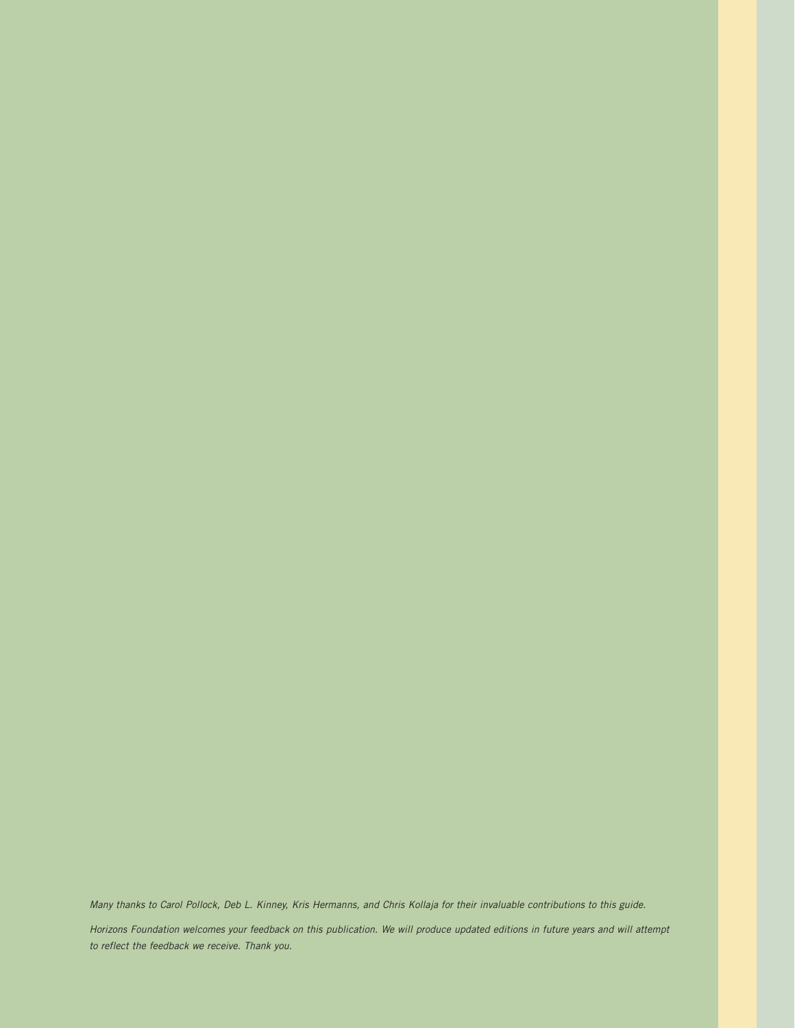*Many thanks to Carol Pollock, Deb L. Kinney, Kris Hermanns, and Chris Kollaja for their invaluable contributions to this guide.*

*Horizons Foundation welcomes your feedback on this publication. We will produce updated editions in future years and will attempt to reflect the feedback we receive. Thank you.*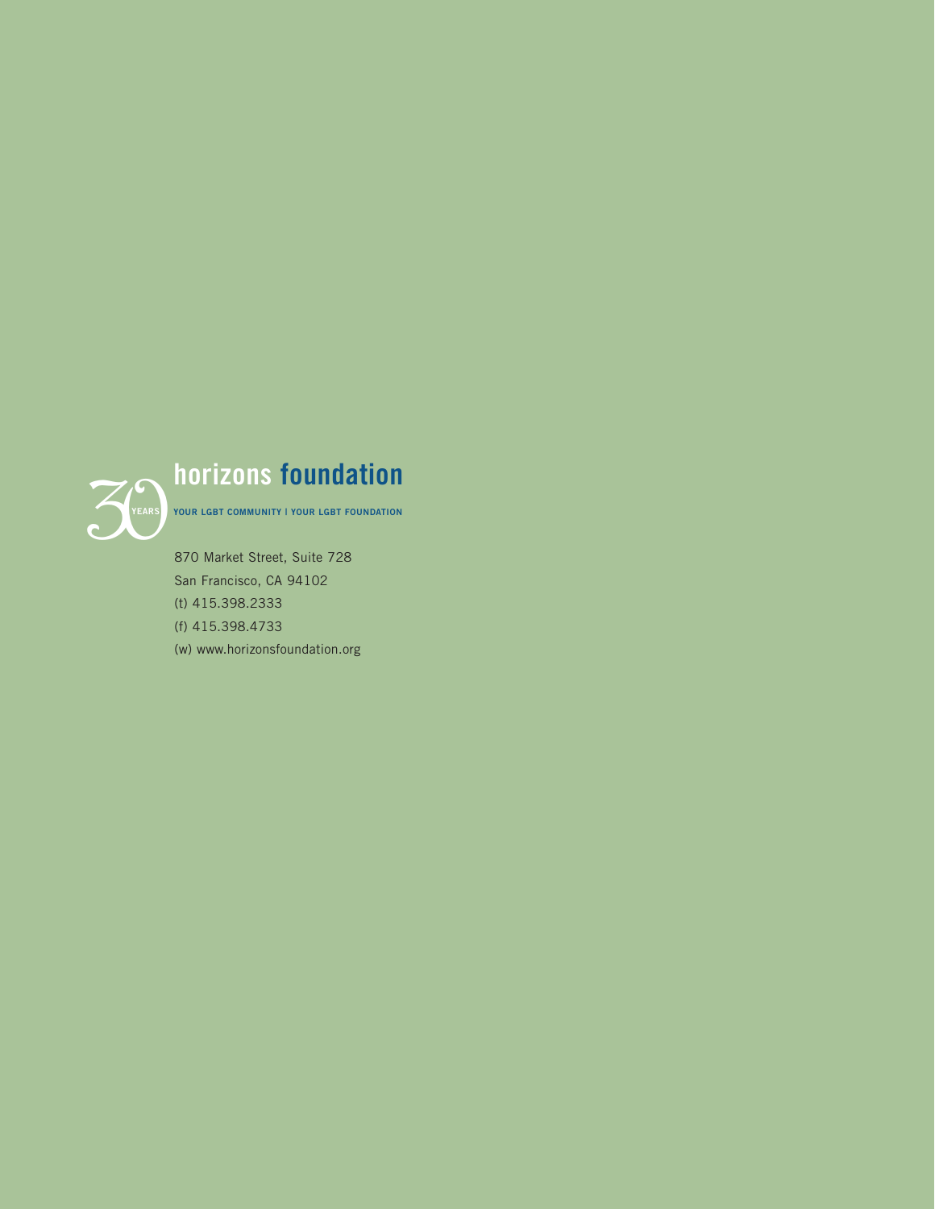30 YEARS

**horizons foundation**

YOUR LGBT COMMUNITY | YOUR LGBT FOUNDATION

870 Market Street, Suite 728
San Francisco, CA 94102
(t) 415.398.2333
(f) 415.398.4733
(w) www.horizonsfoundation.org